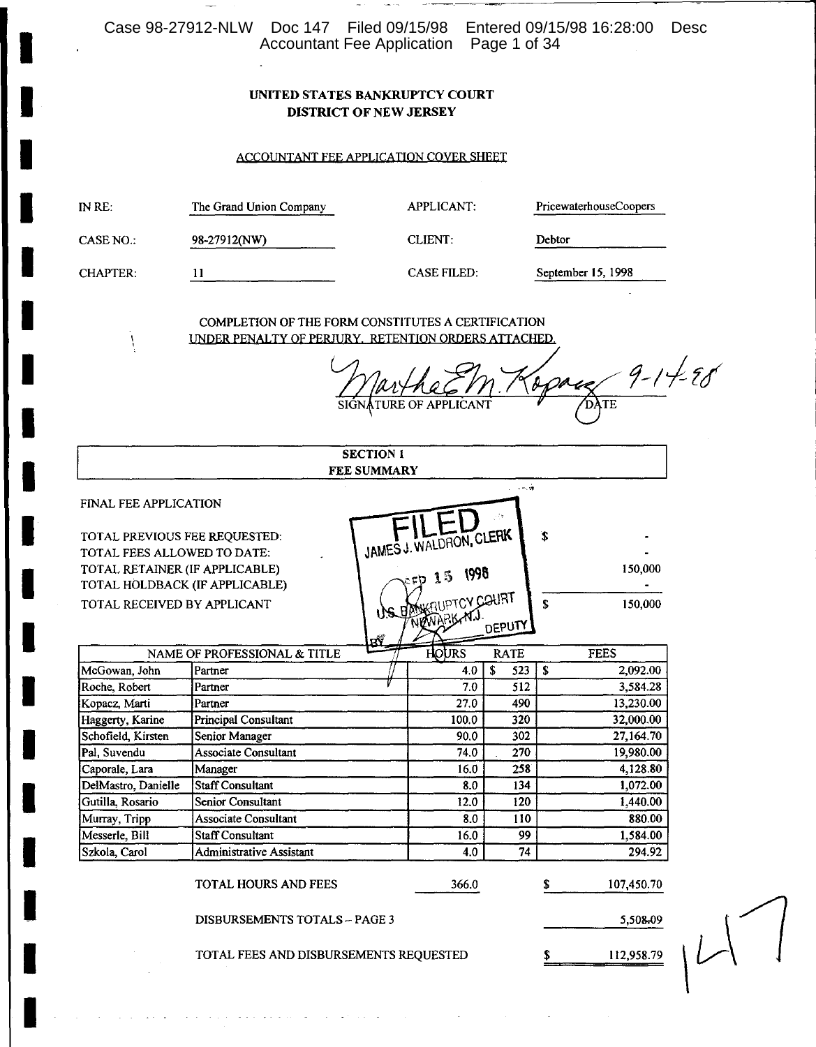**UNITED STATES BANKRUPTCY COURT**
**DISTRICT OF NEW JERSEY**

ACCOUNTANT FEE APPLICATION COVER SHEET

| | | | |
|---|---|---|---|
| IN RE: | The Grand Union Company | APPLICANT: | PricewaterhouseCoopers |
| CASE NO.: | 98-27912(NW) | CLIENT: | Debtor |
| CHAPTER: | 11 | CASE FILED: | September 15, 1998 |

COMPLETION OF THE FORM CONSTITUTES A CERTIFICATION UNDER PENALTY OF PERJURY. RETENTION ORDERS ATTACHED.

Martha E M. Kopacz 9-14-98
SIGNATURE OF APPLICANT DATE

**SECTION I**
**FEE SUMMARY**

FINAL FEE APPLICATION

FILED
JAMES J. WALDRON, CLERK
SEP 15 1998
U.S. BANKRUPTCY COURT
NEWARK, N.J.
BY DEPUTY

| | |
|---|---|
| TOTAL PREVIOUS FEE REQUESTED: | $ - |
| TOTAL FEES ALLOWED TO DATE: | - |
| TOTAL RETAINER (IF APPLICABLE) | 150,000 |
| TOTAL HOLDBACK (IF APPLICABLE) | - |
| TOTAL RECEIVED BY APPLICANT | $ 150,000 |

| NAME OF PROFESSIONAL & TITLE | | HOURS | RATE | FEES |
|---|---|---|---|---|
| McGowan, John | Partner | 4.0 | $ 523 | $ 2,092.00 |
| Roche, Robert | Partner | 7.0 | 512 | 3,584.28 |
| Kopacz, Marti | Partner | 27.0 | 490 | 13,230.00 |
| Haggerty, Karine | Principal Consultant | 100.0 | 320 | 32,000.00 |
| Schofield, Kirsten | Senior Manager | 90.0 | 302 | 27,164.70 |
| Pal, Suvendu | Associate Consultant | 74.0 | 270 | 19,980.00 |
| Caporale, Lara | Manager | 16.0 | 258 | 4,128.80 |
| DelMastro, Danielle | Staff Consultant | 8.0 | 134 | 1,072.00 |
| Gutilla, Rosario | Senior Consultant | 12.0 | 120 | 1,440.00 |
| Murray, Tripp | Associate Consultant | 8.0 | 110 | 880.00 |
| Messerle, Bill | Staff Consultant | 16.0 | 99 | 1,584.00 |
| Szkola, Carol | Administrative Assistant | 4.0 | 74 | 294.92 |

| | | |
|---|---|---|
| TOTAL HOURS AND FEES | 366.0 | $ 107,450.70 |
| DISBURSEMENTS TOTALS – PAGE 3 | | 5,508.09 |
| TOTAL FEES AND DISBURSEMENTS REQUESTED | | $ 112,958.79 |

147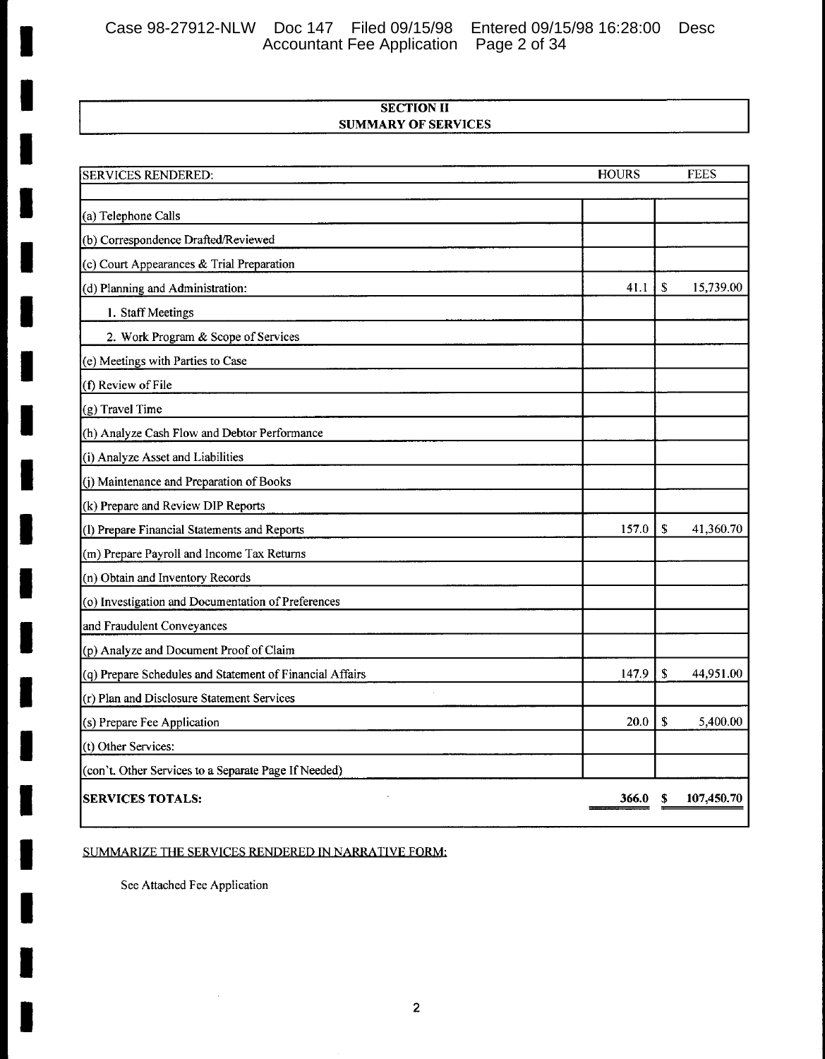## SECTION II
## SUMMARY OF SERVICES

| SERVICES RENDERED: | HOURS | FEES |
|---|---|---|
| (a) Telephone Calls | | |
| (b) Correspondence Drafted/Reviewed | | |
| (c) Court Appearances & Trial Preparation | | |
| (d) Planning and Administration: | 41.1 | $ 15,739.00 |
| 1. Staff Meetings | | |
| 2. Work Program & Scope of Services | | |
| (e) Meetings with Parties to Case | | |
| (f) Review of File | | |
| (g) Travel Time | | |
| (h) Analyze Cash Flow and Debtor Performance | | |
| (i) Analyze Asset and Liabilities | | |
| (j) Maintenance and Preparation of Books | | |
| (k) Prepare and Review DIP Reports | | |
| (l) Prepare Financial Statements and Reports | 157.0 | $ 41,360.70 |
| (m) Prepare Payroll and Income Tax Returns | | |
| (n) Obtain and Inventory Records | | |
| (o) Investigation and Documentation of Preferences | | |
| and Fraudulent Conveyances | | |
| (p) Analyze and Document Proof of Claim | | |
| (q) Prepare Schedules and Statement of Financial Affairs | 147.9 | $ 44,951.00 |
| (r) Plan and Disclosure Statement Services | | |
| (s) Prepare Fee Application | 20.0 | $ 5,400.00 |
| (t) Other Services: | | |
| (con't. Other Services to a Separate Page If Needed) | | |
| **SERVICES TOTALS:** | **366.0** | **$ 107,450.70** |

SUMMARIZE THE SERVICES RENDERED IN NARRATIVE FORM:

See Attached Fee Application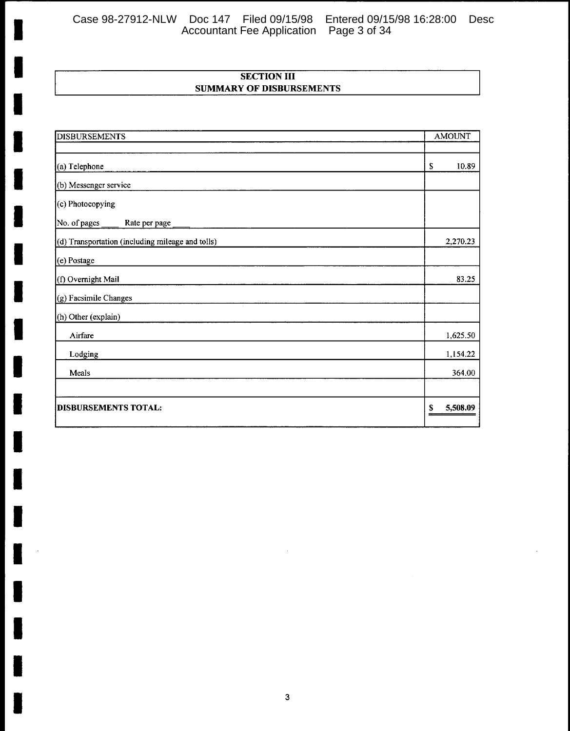## SECTION III
## SUMMARY OF DISBURSEMENTS

| DISBURSEMENTS | AMOUNT |
|---|---|
| | |
| (a) Telephone | $ 10.89 |
| (b) Messenger service | |
| (c) Photocopying | |
| No. of pages ____ Rate per page ____ | |
| (d) Transportation (including mileage and tolls) | 2,270.23 |
| (e) Postage | |
| (f) Overnight Mail | 83.25 |
| (g) Facsimile Changes | |
| (h) Other (explain) | |
| Airfare | 1,625.50 |
| Lodging | 1,154.22 |
| Meals | 364.00 |
| | |
| **DISBURSEMENTS TOTAL:** | **$ 5,508.09** |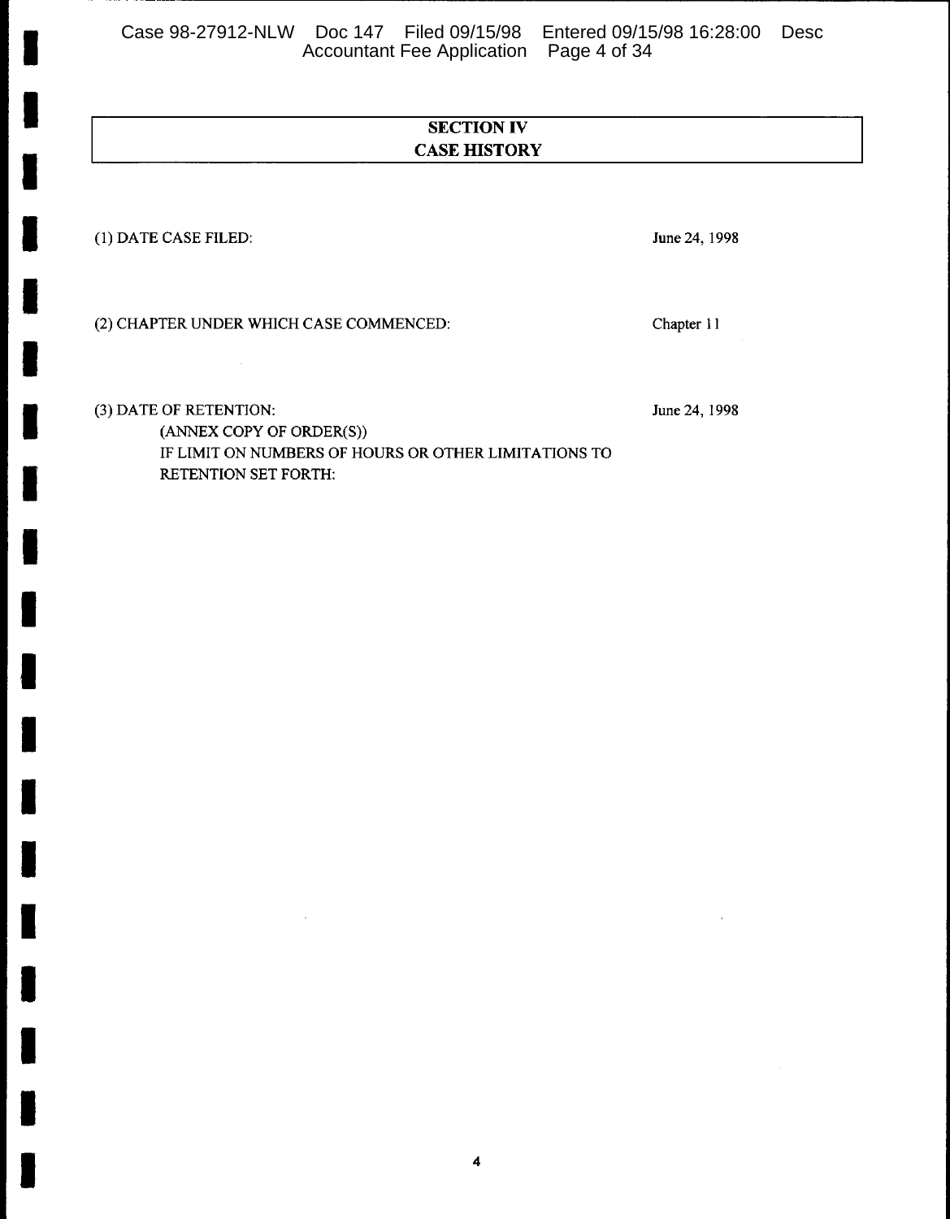## SECTION IV
## CASE HISTORY

(1) DATE CASE FILED: June 24, 1998

(2) CHAPTER UNDER WHICH CASE COMMENCED: Chapter 11

(3) DATE OF RETENTION: June 24, 1998

(ANNEX COPY OF ORDER(S))

IF LIMIT ON NUMBERS OF HOURS OR OTHER LIMITATIONS TO RETENTION SET FORTH: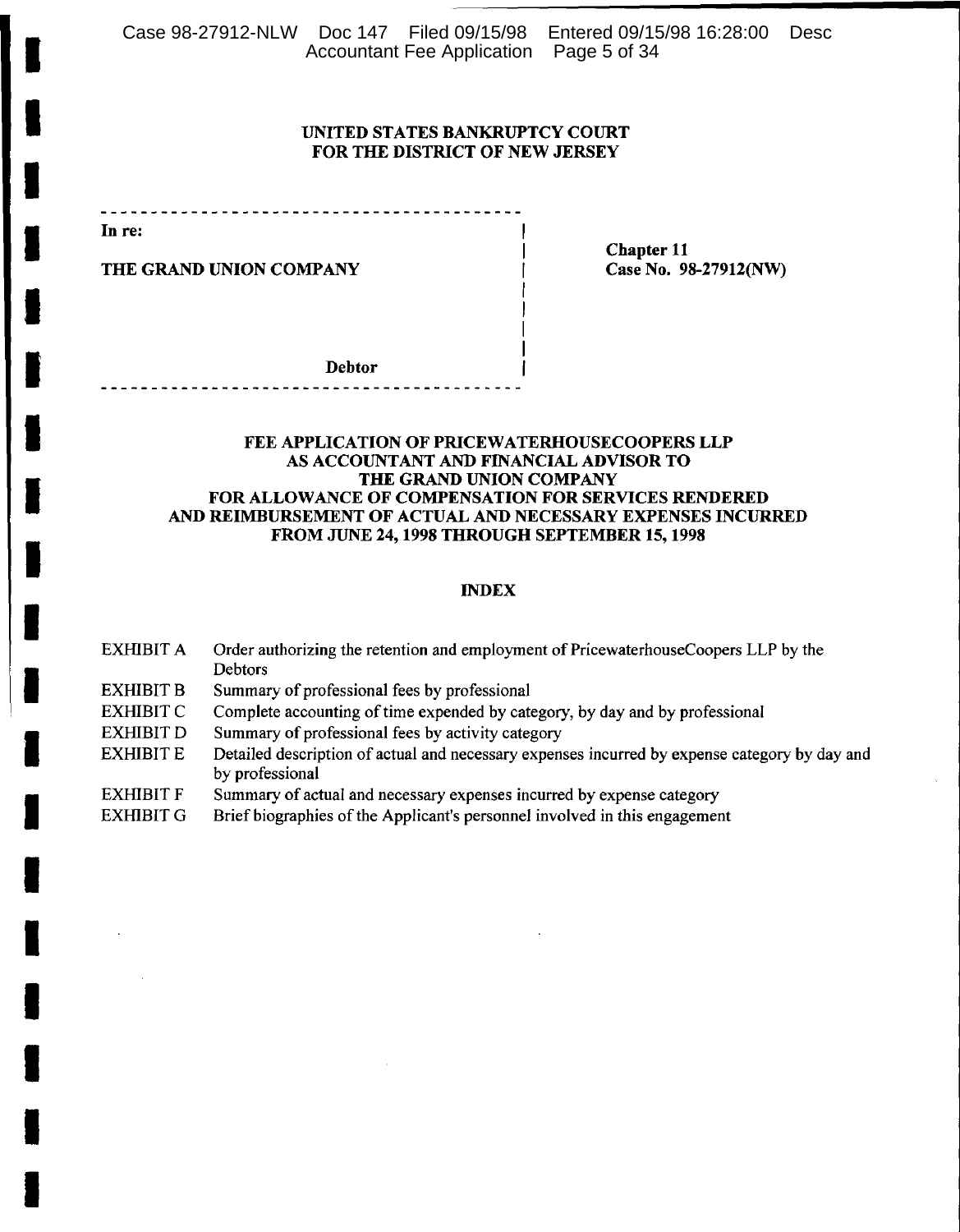**UNITED STATES BANKRUPTCY COURT**
**FOR THE DISTRICT OF NEW JERSEY**

| | |
|---|---|
| **In re:**<br><br>**THE GRAND UNION COMPANY**<br><br>**Debtor** | **Chapter 11**<br>**Case No. 98-27912(NW)** |

**FEE APPLICATION OF PRICEWATERHOUSECOOPERS LLP AS ACCOUNTANT AND FINANCIAL ADVISOR TO THE GRAND UNION COMPANY FOR ALLOWANCE OF COMPENSATION FOR SERVICES RENDERED AND REIMBURSEMENT OF ACTUAL AND NECESSARY EXPENSES INCURRED FROM JUNE 24, 1998 THROUGH SEPTEMBER 15, 1998**

## INDEX

| | |
|---|---|
| EXHIBIT A | Order authorizing the retention and employment of PricewaterhouseCoopers LLP by the Debtors |
| EXHIBIT B | Summary of professional fees by professional |
| EXHIBIT C | Complete accounting of time expended by category, by day and by professional |
| EXHIBIT D | Summary of professional fees by activity category |
| EXHIBIT E | Detailed description of actual and necessary expenses incurred by expense category by day and by professional |
| EXHIBIT F | Summary of actual and necessary expenses incurred by expense category |
| EXHIBIT G | Brief biographies of the Applicant's personnel involved in this engagement |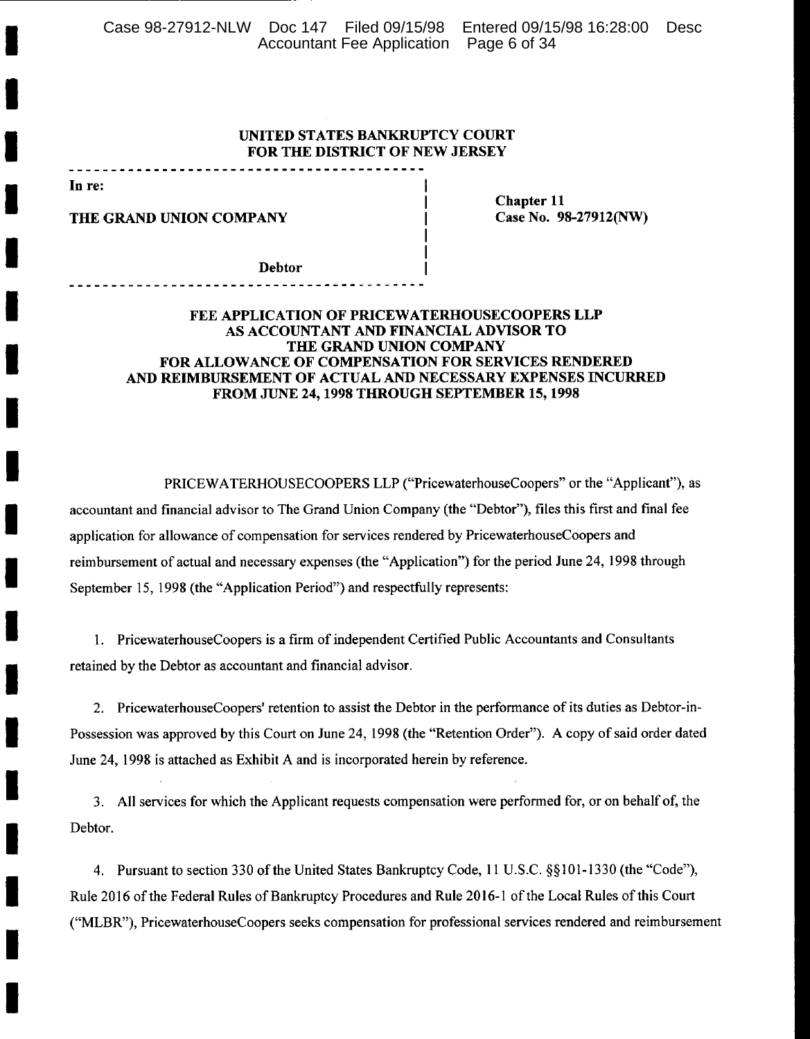**UNITED STATES BANKRUPTCY COURT**
**FOR THE DISTRICT OF NEW JERSEY**

| | |
|---|---|
| **In re:** | |
| **THE GRAND UNION COMPANY** | **Chapter 11** **Case No. 98-27912(NW)** |
| **Debtor** | |

**FEE APPLICATION OF PRICEWATERHOUSECOOPERS LLP AS ACCOUNTANT AND FINANCIAL ADVISOR TO THE GRAND UNION COMPANY FOR ALLOWANCE OF COMPENSATION FOR SERVICES RENDERED AND REIMBURSEMENT OF ACTUAL AND NECESSARY EXPENSES INCURRED FROM JUNE 24, 1998 THROUGH SEPTEMBER 15, 1998**

PRICEWATERHOUSECOOPERS LLP ("PricewaterhouseCoopers" or the "Applicant"), as accountant and financial advisor to The Grand Union Company (the "Debtor"), files this first and final fee application for allowance of compensation for services rendered by PricewaterhouseCoopers and reimbursement of actual and necessary expenses (the "Application") for the period June 24, 1998 through September 15, 1998 (the "Application Period") and respectfully represents:

1. PricewaterhouseCoopers is a firm of independent Certified Public Accountants and Consultants retained by the Debtor as accountant and financial advisor.

2. PricewaterhouseCoopers' retention to assist the Debtor in the performance of its duties as Debtor-in-Possession was approved by this Court on June 24, 1998 (the "Retention Order"). A copy of said order dated June 24, 1998 is attached as Exhibit A and is incorporated herein by reference.

3. All services for which the Applicant requests compensation were performed for, or on behalf of, the Debtor.

4. Pursuant to section 330 of the United States Bankruptcy Code, 11 U.S.C. §§101-1330 (the "Code"), Rule 2016 of the Federal Rules of Bankruptcy Procedures and Rule 2016-1 of the Local Rules of this Court ("MLBR"), PricewaterhouseCoopers seeks compensation for professional services rendered and reimbursement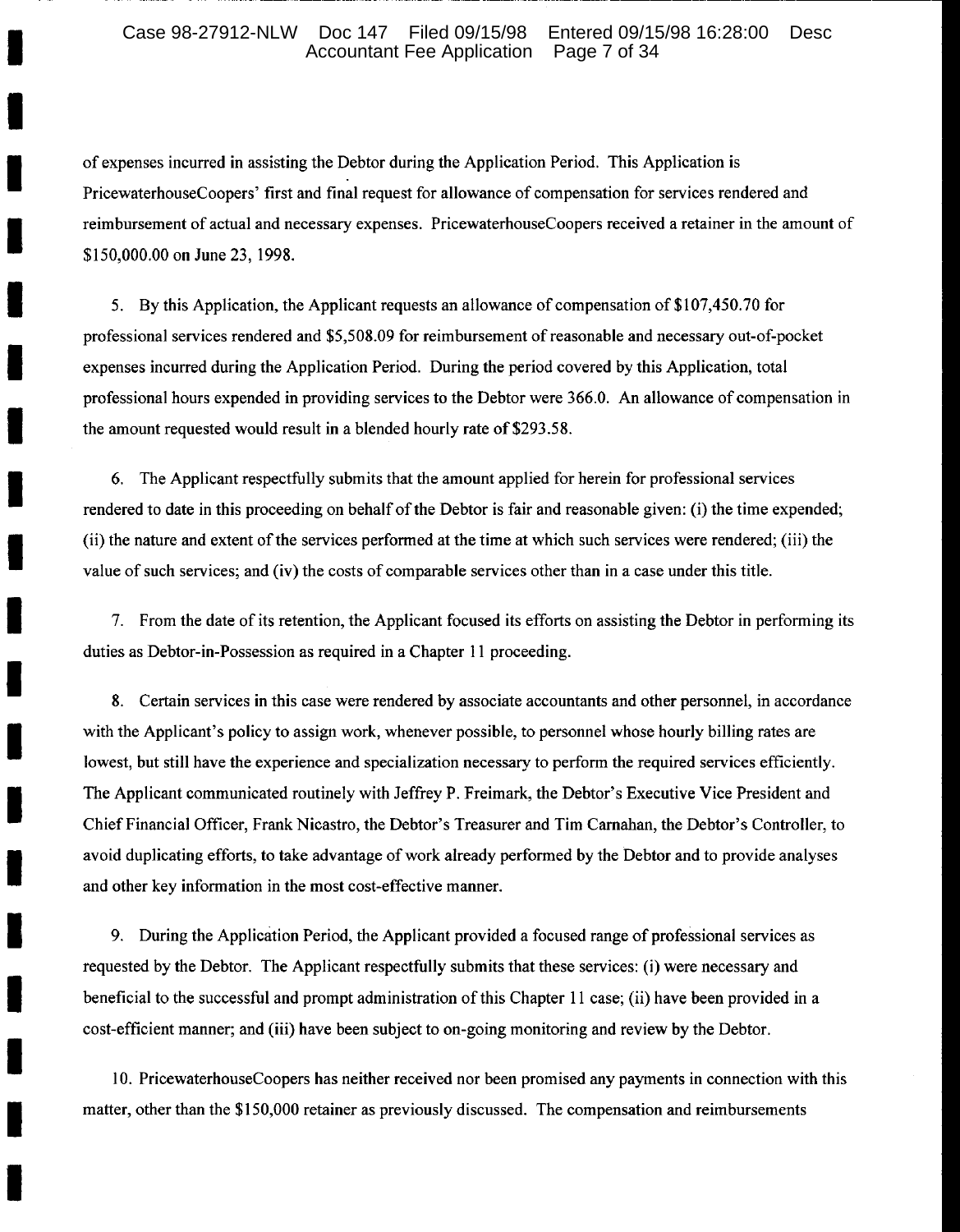of expenses incurred in assisting the Debtor during the Application Period. This Application is PricewaterhouseCoopers' first and final request for allowance of compensation for services rendered and reimbursement of actual and necessary expenses. PricewaterhouseCoopers received a retainer in the amount of $150,000.00 on June 23, 1998.

5. By this Application, the Applicant requests an allowance of compensation of $107,450.70 for professional services rendered and $5,508.09 for reimbursement of reasonable and necessary out-of-pocket expenses incurred during the Application Period. During the period covered by this Application, total professional hours expended in providing services to the Debtor were 366.0. An allowance of compensation in the amount requested would result in a blended hourly rate of $293.58.

6. The Applicant respectfully submits that the amount applied for herein for professional services rendered to date in this proceeding on behalf of the Debtor is fair and reasonable given: (i) the time expended; (ii) the nature and extent of the services performed at the time at which such services were rendered; (iii) the value of such services; and (iv) the costs of comparable services other than in a case under this title.

7. From the date of its retention, the Applicant focused its efforts on assisting the Debtor in performing its duties as Debtor-in-Possession as required in a Chapter 11 proceeding.

8. Certain services in this case were rendered by associate accountants and other personnel, in accordance with the Applicant's policy to assign work, whenever possible, to personnel whose hourly billing rates are lowest, but still have the experience and specialization necessary to perform the required services efficiently. The Applicant communicated routinely with Jeffrey P. Freimark, the Debtor's Executive Vice President and Chief Financial Officer, Frank Nicastro, the Debtor's Treasurer and Tim Carnahan, the Debtor's Controller, to avoid duplicating efforts, to take advantage of work already performed by the Debtor and to provide analyses and other key information in the most cost-effective manner.

9. During the Application Period, the Applicant provided a focused range of professional services as requested by the Debtor. The Applicant respectfully submits that these services: (i) were necessary and beneficial to the successful and prompt administration of this Chapter 11 case; (ii) have been provided in a cost-efficient manner; and (iii) have been subject to on-going monitoring and review by the Debtor.

10. PricewaterhouseCoopers has neither received nor been promised any payments in connection with this matter, other than the $150,000 retainer as previously discussed. The compensation and reimbursements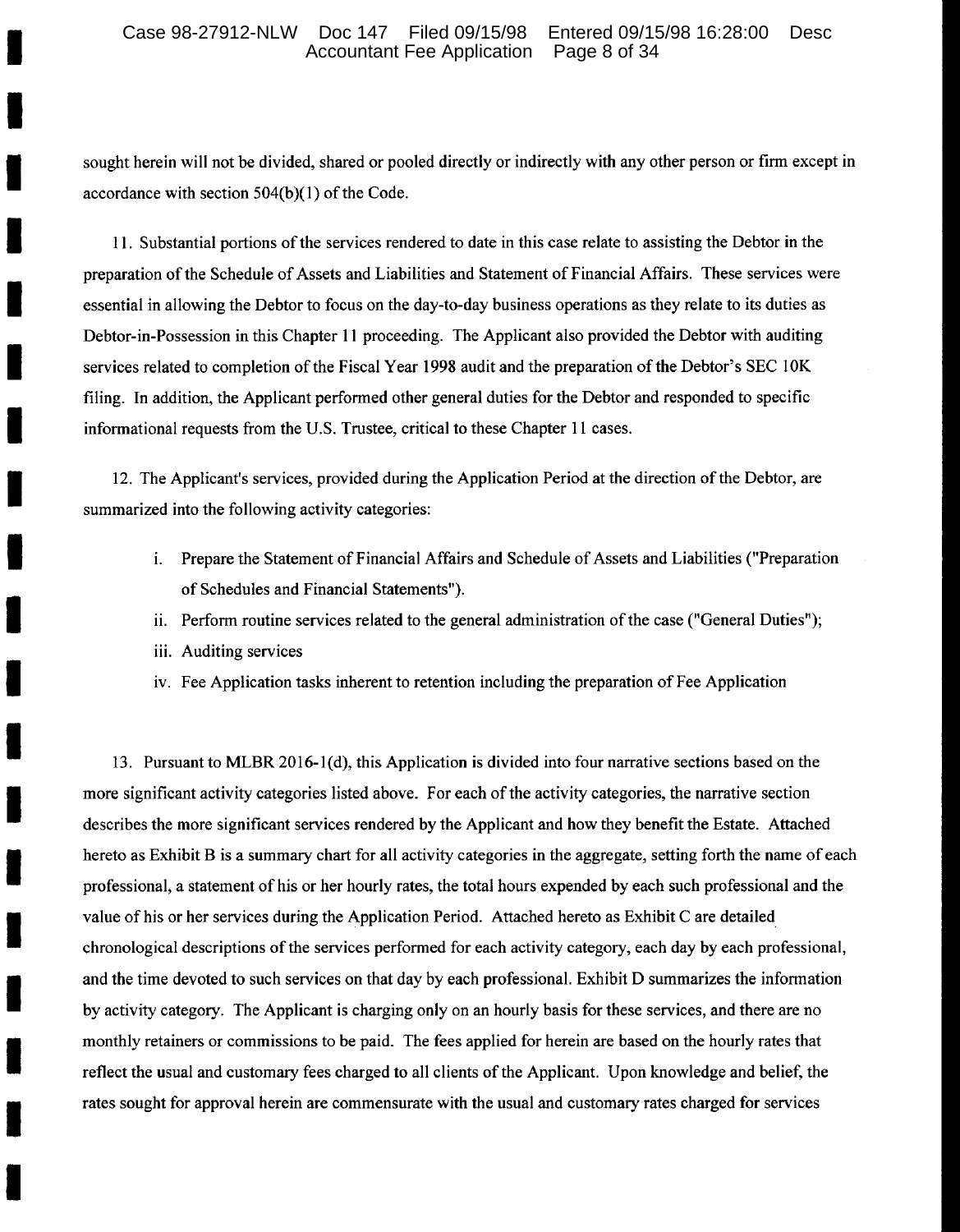sought herein will not be divided, shared or pooled directly or indirectly with any other person or firm except in accordance with section 504(b)(1) of the Code.

11. Substantial portions of the services rendered to date in this case relate to assisting the Debtor in the preparation of the Schedule of Assets and Liabilities and Statement of Financial Affairs. These services were essential in allowing the Debtor to focus on the day-to-day business operations as they relate to its duties as Debtor-in-Possession in this Chapter 11 proceeding. The Applicant also provided the Debtor with auditing services related to completion of the Fiscal Year 1998 audit and the preparation of the Debtor's SEC 10K filing. In addition, the Applicant performed other general duties for the Debtor and responded to specific informational requests from the U.S. Trustee, critical to these Chapter 11 cases.

12. The Applicant's services, provided during the Application Period at the direction of the Debtor, are summarized into the following activity categories:

i. Prepare the Statement of Financial Affairs and Schedule of Assets and Liabilities ("Preparation of Schedules and Financial Statements").
ii. Perform routine services related to the general administration of the case ("General Duties");
iii. Auditing services
iv. Fee Application tasks inherent to retention including the preparation of Fee Application

13. Pursuant to MLBR 2016-1(d), this Application is divided into four narrative sections based on the more significant activity categories listed above. For each of the activity categories, the narrative section describes the more significant services rendered by the Applicant and how they benefit the Estate. Attached hereto as Exhibit B is a summary chart for all activity categories in the aggregate, setting forth the name of each professional, a statement of his or her hourly rates, the total hours expended by each such professional and the value of his or her services during the Application Period. Attached hereto as Exhibit C are detailed chronological descriptions of the services performed for each activity category, each day by each professional, and the time devoted to such services on that day by each professional. Exhibit D summarizes the information by activity category. The Applicant is charging only on an hourly basis for these services, and there are no monthly retainers or commissions to be paid. The fees applied for herein are based on the hourly rates that reflect the usual and customary fees charged to all clients of the Applicant. Upon knowledge and belief, the rates sought for approval herein are commensurate with the usual and customary rates charged for services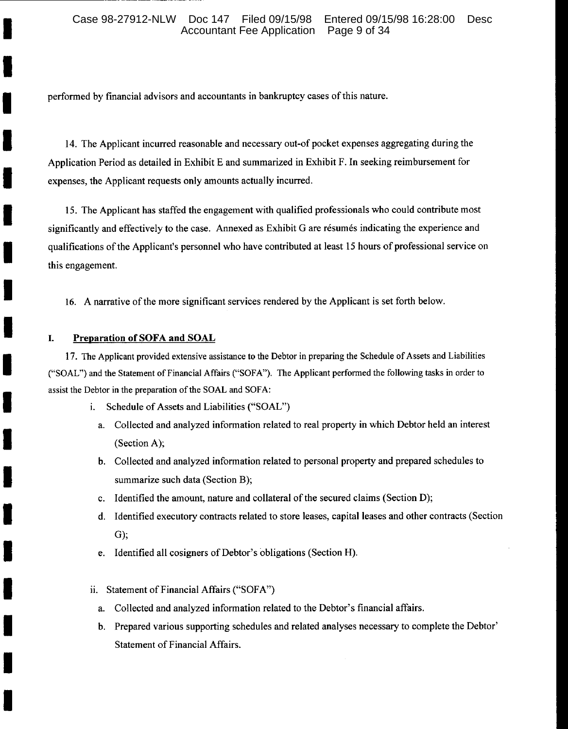performed by financial advisors and accountants in bankruptcy cases of this nature.

14. The Applicant incurred reasonable and necessary out-of pocket expenses aggregating during the Application Period as detailed in Exhibit E and summarized in Exhibit F. In seeking reimbursement for expenses, the Applicant requests only amounts actually incurred.

15. The Applicant has staffed the engagement with qualified professionals who could contribute most significantly and effectively to the case. Annexed as Exhibit G are résumés indicating the experience and qualifications of the Applicant's personnel who have contributed at least 15 hours of professional service on this engagement.

16. A narrative of the more significant services rendered by the Applicant is set forth below.

## I. Preparation of SOFA and SOAL

17. The Applicant provided extensive assistance to the Debtor in preparing the Schedule of Assets and Liabilities ("SOAL") and the Statement of Financial Affairs ("SOFA"). The Applicant performed the following tasks in order to assist the Debtor in the preparation of the SOAL and SOFA:

i. Schedule of Assets and Liabilities ("SOAL")

   a. Collected and analyzed information related to real property in which Debtor held an interest (Section A);
   b. Collected and analyzed information related to personal property and prepared schedules to summarize such data (Section B);
   c. Identified the amount, nature and collateral of the secured claims (Section D);
   d. Identified executory contracts related to store leases, capital leases and other contracts (Section G);
   e. Identified all cosigners of Debtor's obligations (Section H).

ii. Statement of Financial Affairs ("SOFA")

   a. Collected and analyzed information related to the Debtor's financial affairs.
   b. Prepared various supporting schedules and related analyses necessary to complete the Debtor' Statement of Financial Affairs.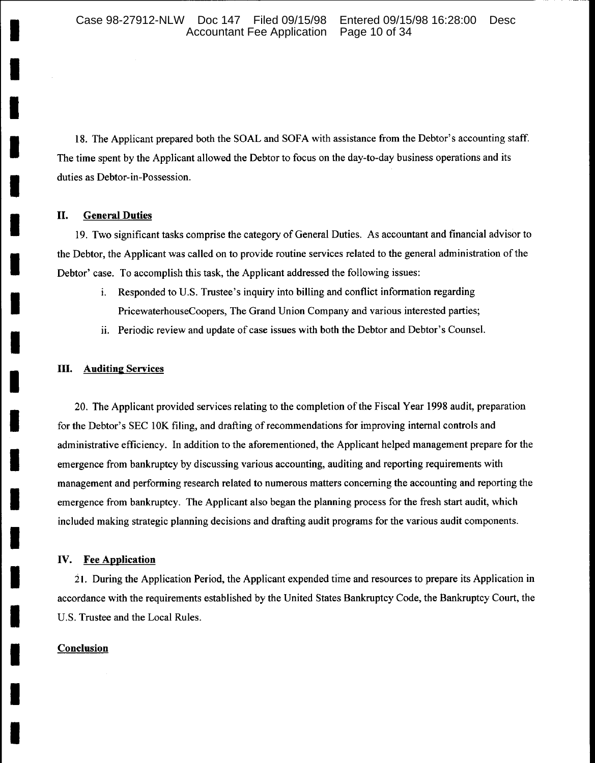18. The Applicant prepared both the SOAL and SOFA with assistance from the Debtor's accounting staff. The time spent by the Applicant allowed the Debtor to focus on the day-to-day business operations and its duties as Debtor-in-Possession.

## II. General Duties

19. Two significant tasks comprise the category of General Duties. As accountant and financial advisor to the Debtor, the Applicant was called on to provide routine services related to the general administration of the Debtor' case. To accomplish this task, the Applicant addressed the following issues:

i. Responded to U.S. Trustee's inquiry into billing and conflict information regarding PricewaterhouseCoopers, The Grand Union Company and various interested parties;

ii. Periodic review and update of case issues with both the Debtor and Debtor's Counsel.

## III. Auditing Services

20. The Applicant provided services relating to the completion of the Fiscal Year 1998 audit, preparation for the Debtor's SEC 10K filing, and drafting of recommendations for improving internal controls and administrative efficiency. In addition to the aforementioned, the Applicant helped management prepare for the emergence from bankruptcy by discussing various accounting, auditing and reporting requirements with management and performing research related to numerous matters concerning the accounting and reporting the emergence from bankruptcy. The Applicant also began the planning process for the fresh start audit, which included making strategic planning decisions and drafting audit programs for the various audit components.

## IV. Fee Application

21. During the Application Period, the Applicant expended time and resources to prepare its Application in accordance with the requirements established by the United States Bankruptcy Code, the Bankruptcy Court, the U.S. Trustee and the Local Rules.

## Conclusion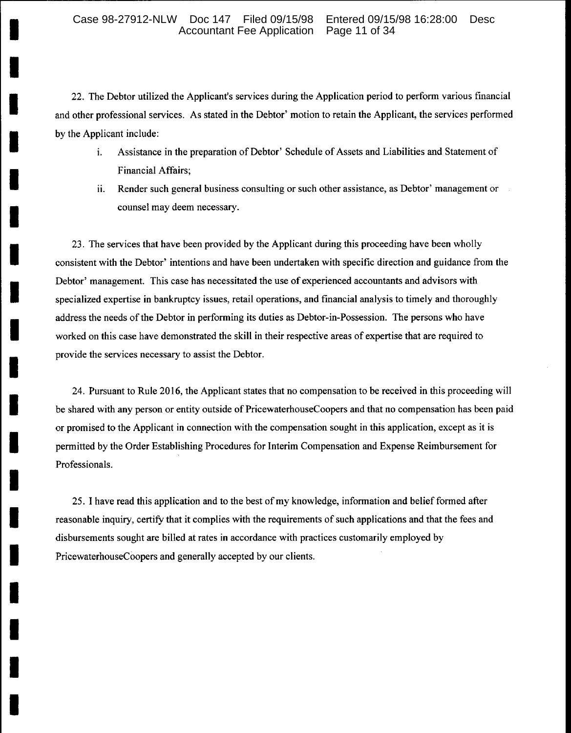22. The Debtor utilized the Applicant's services during the Application period to perform various financial and other professional services. As stated in the Debtor' motion to retain the Applicant, the services performed by the Applicant include:

i. Assistance in the preparation of Debtor' Schedule of Assets and Liabilities and Statement of Financial Affairs;

ii. Render such general business consulting or such other assistance, as Debtor' management or counsel may deem necessary.

23. The services that have been provided by the Applicant during this proceeding have been wholly consistent with the Debtor' intentions and have been undertaken with specific direction and guidance from the Debtor' management. This case has necessitated the use of experienced accountants and advisors with specialized expertise in bankruptcy issues, retail operations, and financial analysis to timely and thoroughly address the needs of the Debtor in performing its duties as Debtor-in-Possession. The persons who have worked on this case have demonstrated the skill in their respective areas of expertise that are required to provide the services necessary to assist the Debtor.

24. Pursuant to Rule 2016, the Applicant states that no compensation to be received in this proceeding will be shared with any person or entity outside of PricewaterhouseCoopers and that no compensation has been paid or promised to the Applicant in connection with the compensation sought in this application, except as it is permitted by the Order Establishing Procedures for Interim Compensation and Expense Reimbursement for Professionals.

25. I have read this application and to the best of my knowledge, information and belief formed after reasonable inquiry, certify that it complies with the requirements of such applications and that the fees and disbursements sought are billed at rates in accordance with practices customarily employed by PricewaterhouseCoopers and generally accepted by our clients.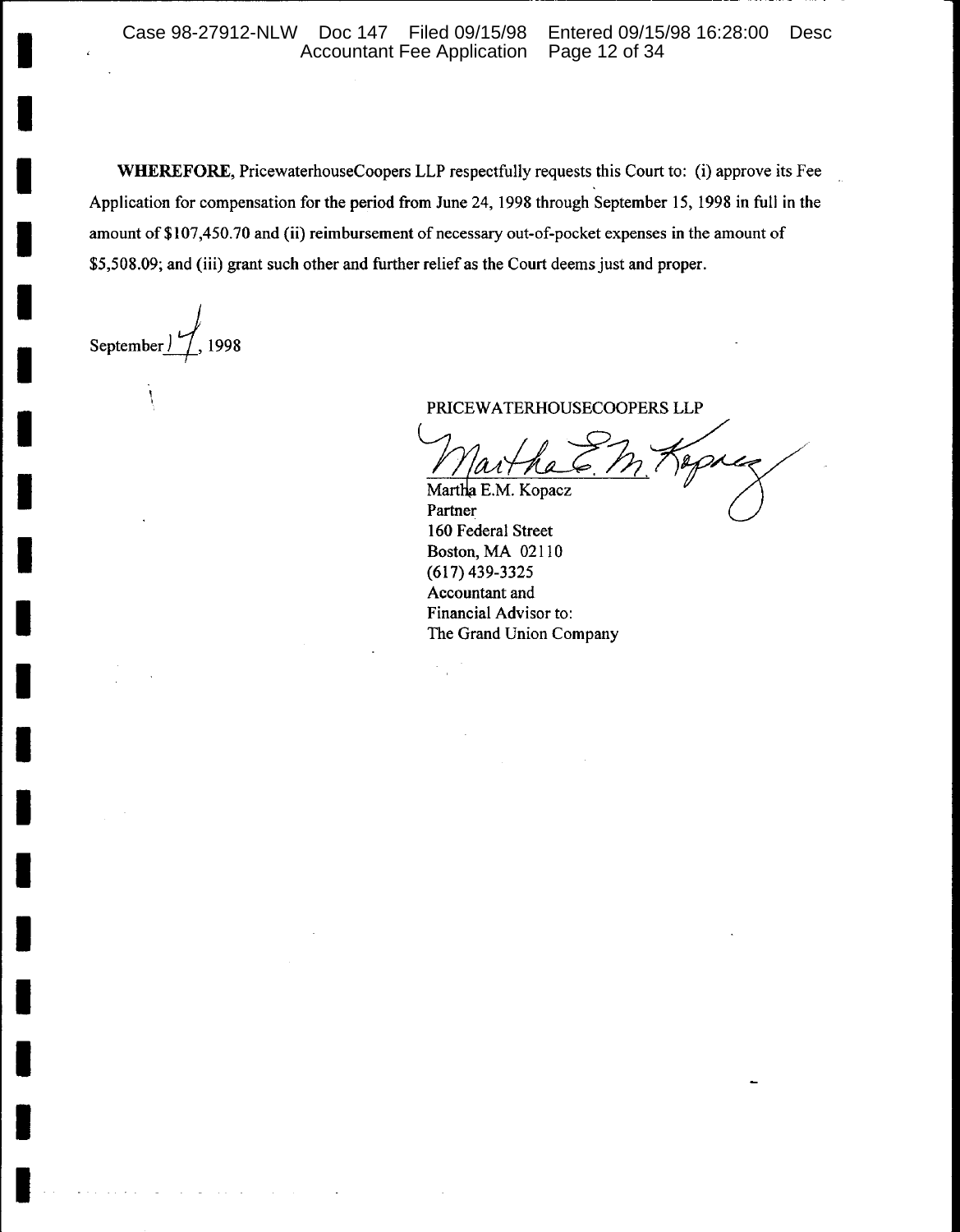**WHEREFORE**, PricewaterhouseCoopers LLP respectfully requests this Court to: (i) approve its Fee Application for compensation for the period from June 24, 1998 through September 15, 1998 in full in the amount of $107,450.70 and (ii) reimbursement of necessary out-of-pocket expenses in the amount of $5,508.09; and (iii) grant such other and further relief as the Court deems just and proper.

September 14, 1998

PRICEWATERHOUSECOOPERS LLP

Martha E.M. Kopacz
Partner
160 Federal Street
Boston, MA 02110
(617) 439-3325
Accountant and
Financial Advisor to:
The Grand Union Company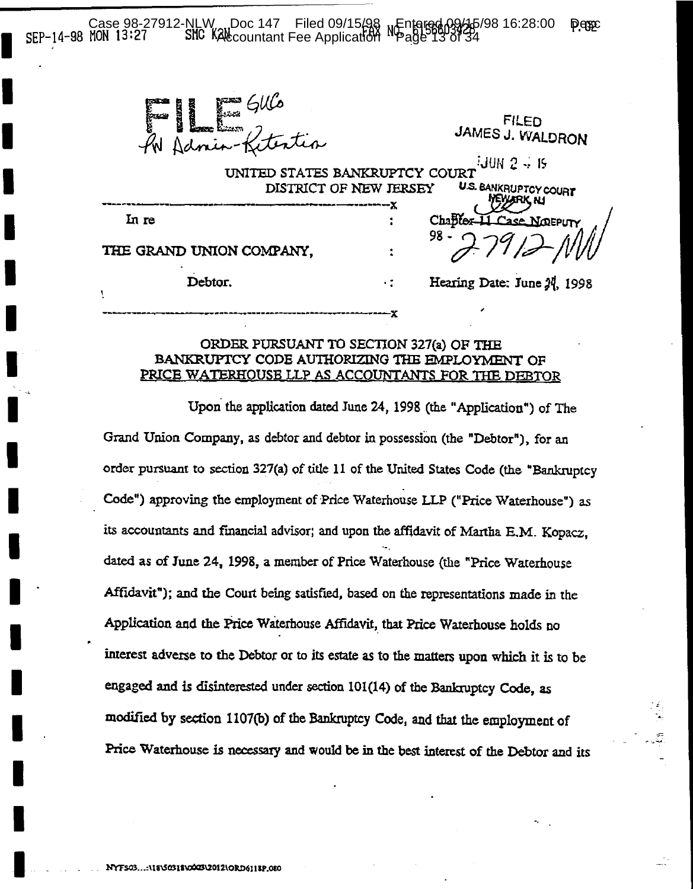FILE GUCo
PW Admin-Retention

FILED
JAMES J. WALDRON

JUN 2 - 1998

U.S. BANKRUPTCY COURT
NEWARK, NJ
BY DEPUTY

UNITED STATES BANKRUPTCY COURT
DISTRICT OF NEW JERSEY

| | | |
|---|---|---|
| In re | : | Chapter 11 Case No. |
| | | 98 - 27912-NW |
| THE GRAND UNION COMPANY, | : | |
| Debtor. | : | Hearing Date: June 24, 1998 |

## ORDER PURSUANT TO SECTION 327(a) OF THE BANKRUPTCY CODE AUTHORIZING THE EMPLOYMENT OF PRICE WATERHOUSE LLP AS ACCOUNTANTS FOR THE DEBTOR

Upon the application dated June 24, 1998 (the "Application") of The Grand Union Company, as debtor and debtor in possession (the "Debtor"), for an order pursuant to section 327(a) of title 11 of the United States Code (the "Bankruptcy Code") approving the employment of Price Waterhouse LLP ("Price Waterhouse") as its accountants and financial advisor; and upon the affidavit of Martha E.M. Kopacz, dated as of June 24, 1998, a member of Price Waterhouse (the "Price Waterhouse Affidavit"); and the Court being satisfied, based on the representations made in the Application and the Price Waterhouse Affidavit, that Price Waterhouse holds no interest adverse to the Debtor or to its estate as to the matters upon which it is to be engaged and is disinterested under section 101(14) of the Bankruptcy Code, as modified by section 1107(b) of the Bankruptcy Code, and that the employment of Price Waterhouse is necessary and would be in the best interest of the Debtor and its

NYFS03...:\18\50318\0003\2012\ORD6118P.080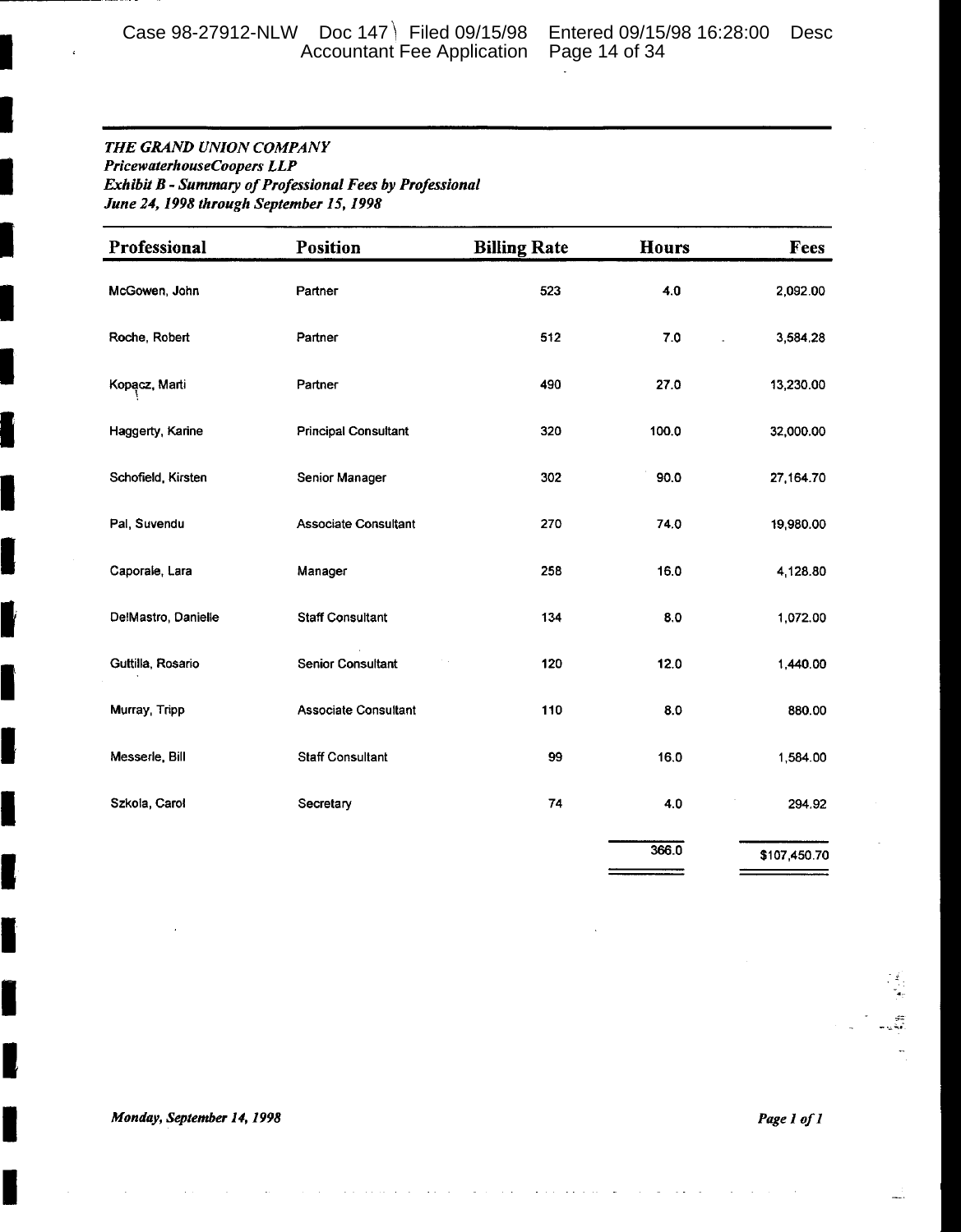***THE GRAND UNION COMPANY***
***PricewaterhouseCoopers LLP***
***Exhibit B - Summary of Professional Fees by Professional***
***June 24, 1998 through September 15, 1998***

| Professional | Position | Billing Rate | Hours | Fees |
|---|---|---|---|---|
| McGowen, John | Partner | 523 | 4.0 | 2,092.00 |
| Roche, Robert | Partner | 512 | 7.0 | 3,584.28 |
| Kopacz, Marti | Partner | 490 | 27.0 | 13,230.00 |
| Haggerty, Karine | Principal Consultant | 320 | 100.0 | 32,000.00 |
| Schofield, Kirsten | Senior Manager | 302 | 90.0 | 27,164.70 |
| Pal, Suvendu | Associate Consultant | 270 | 74.0 | 19,980.00 |
| Caporale, Lara | Manager | 258 | 16.0 | 4,128.80 |
| DelMastro, Danielle | Staff Consultant | 134 | 8.0 | 1,072.00 |
| Guttilla, Rosario | Senior Consultant | 120 | 12.0 | 1,440.00 |
| Murray, Tripp | Associate Consultant | 110 | 8.0 | 880.00 |
| Messerle, Bill | Staff Consultant | 99 | 16.0 | 1,584.00 |
| Szkola, Carol | Secretary | 74 | 4.0 | 294.92 |
| | | | 366.0 | $107,450.70 |

*Monday, September 14, 1998*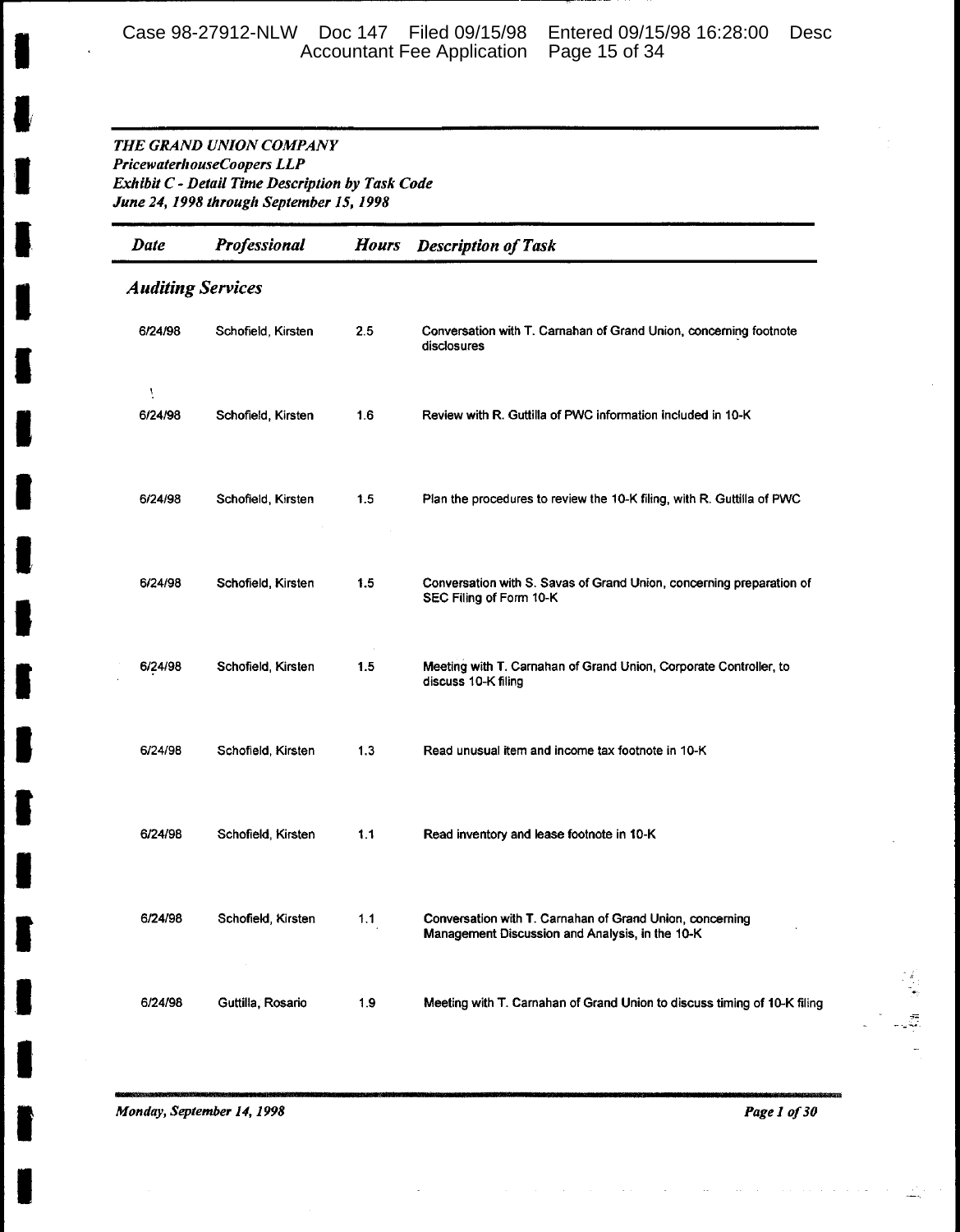***THE GRAND UNION COMPANY***
***PricewaterhouseCoopers LLP***
***Exhibit C - Detail Time Description by Task Code***
***June 24, 1998 through September 15, 1998***

| *Date* | *Professional* | *Hours* | *Description of Task* |
|---|---|---|---|
| ***Auditing Services*** | | | |
| 6/24/98 | Schofield, Kirsten | 2.5 | Conversation with T. Carnahan of Grand Union, concerning footnote disclosures |
| 6/24/98 | Schofield, Kirsten | 1.6 | Review with R. Guttilla of PWC information included in 10-K |
| 6/24/98 | Schofield, Kirsten | 1.5 | Plan the procedures to review the 10-K filing, with R. Guttilla of PWC |
| 6/24/98 | Schofield, Kirsten | 1.5 | Conversation with S. Savas of Grand Union, concerning preparation of SEC Filing of Form 10-K |
| 6/24/98 | Schofield, Kirsten | 1.5 | Meeting with T. Carnahan of Grand Union, Corporate Controller, to discuss 10-K filing |
| 6/24/98 | Schofield, Kirsten | 1.3 | Read unusual item and income tax footnote in 10-K |
| 6/24/98 | Schofield, Kirsten | 1.1 | Read inventory and lease footnote in 10-K |
| 6/24/98 | Schofield, Kirsten | 1.1 | Conversation with T. Carnahan of Grand Union, concerning Management Discussion and Analysis, in the 10-K |
| 6/24/98 | Guttilla, Rosario | 1.9 | Meeting with T. Carnahan of Grand Union to discuss timing of 10-K filing |

*Monday, September 14, 1998*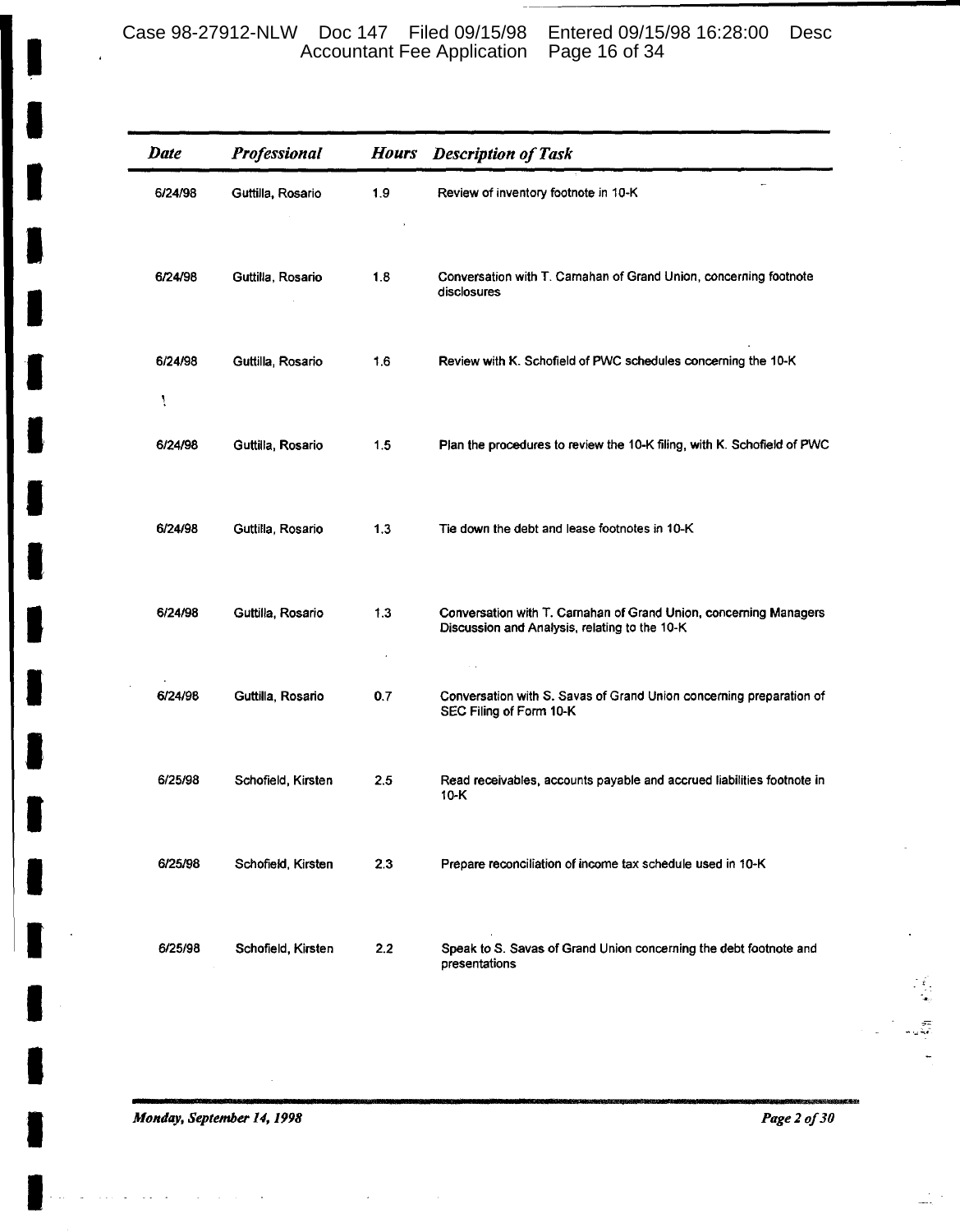| Date | Professional | Hours | Description of Task |
|---|---|---|---|
| 6/24/98 | Guttilla, Rosario | 1.9 | Review of inventory footnote in 10-K |
| 6/24/98 | Guttilla, Rosario | 1.8 | Conversation with T. Carnahan of Grand Union, concerning footnote disclosures |
| 6/24/98 | Guttilla, Rosario | 1.6 | Review with K. Schofield of PWC schedules concerning the 10-K |
| 6/24/98 | Guttilla, Rosario | 1.5 | Plan the procedures to review the 10-K filing, with K. Schofield of PWC |
| 6/24/98 | Guttilla, Rosario | 1.3 | Tie down the debt and lease footnotes in 10-K |
| 6/24/98 | Guttilla, Rosario | 1.3 | Conversation with T. Carnahan of Grand Union, concerning Managers Discussion and Analysis, relating to the 10-K |
| 6/24/98 | Guttilla, Rosario | 0.7 | Conversation with S. Savas of Grand Union concerning preparation of SEC Filing of Form 10-K |
| 6/25/98 | Schofield, Kirsten | 2.5 | Read receivables, accounts payable and accrued liabilities footnote in 10-K |
| 6/25/98 | Schofield, Kirsten | 2.3 | Prepare reconciliation of income tax schedule used in 10-K |
| 6/25/98 | Schofield, Kirsten | 2.2 | Speak to S. Savas of Grand Union concerning the debt footnote and presentations |

*Monday, September 14, 1998*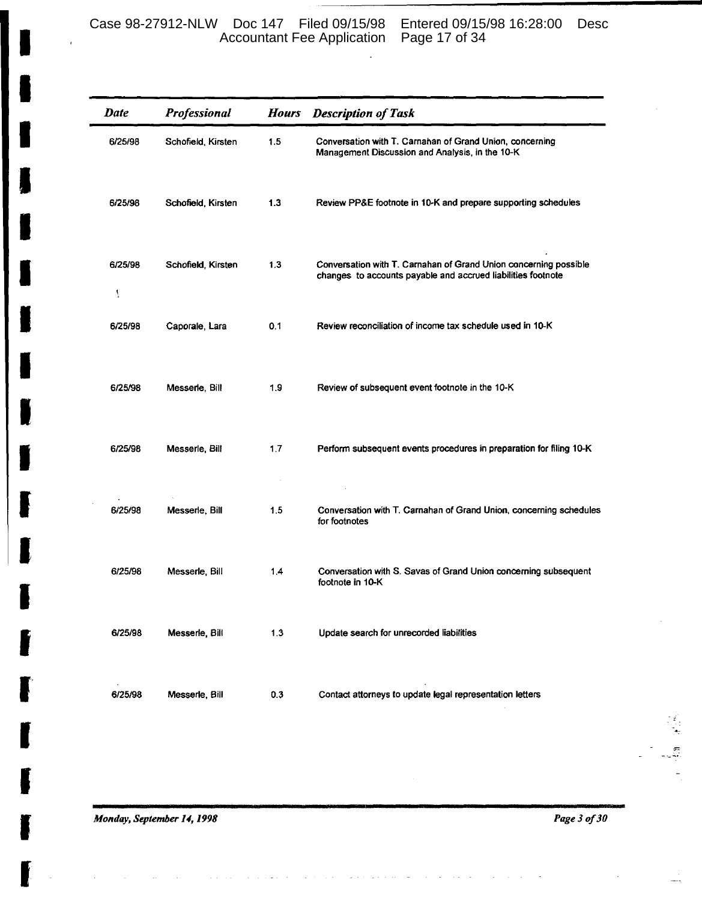| Date | Professional | Hours | Description of Task |
|---|---|---|---|
| 6/25/98 | Schofield, Kirsten | 1.5 | Conversation with T. Carnahan of Grand Union, concerning Management Discussion and Analysis, in the 10-K |
| 6/25/98 | Schofield, Kirsten | 1.3 | Review PP&E footnote in 10-K and prepare supporting schedules |
| 6/25/98 | Schofield, Kirsten | 1.3 | Conversation with T. Carnahan of Grand Union concerning possible changes to accounts payable and accrued liabilities footnote |
| 6/25/98 | Caporale, Lara | 0.1 | Review reconciliation of income tax schedule used in 10-K |
| 6/25/98 | Messerle, Bill | 1.9 | Review of subsequent event footnote in the 10-K |
| 6/25/98 | Messerle, Bill | 1.7 | Perform subsequent events procedures in preparation for filing 10-K |
| 6/25/98 | Messerle, Bill | 1.5 | Conversation with T. Carnahan of Grand Union, concerning schedules for footnotes |
| 6/25/98 | Messerle, Bill | 1.4 | Conversation with S. Savas of Grand Union concerning subsequent footnote in 10-K |
| 6/25/98 | Messerle, Bill | 1.3 | Update search for unrecorded liabilities |
| 6/25/98 | Messerle, Bill | 0.3 | Contact attorneys to update legal representation letters |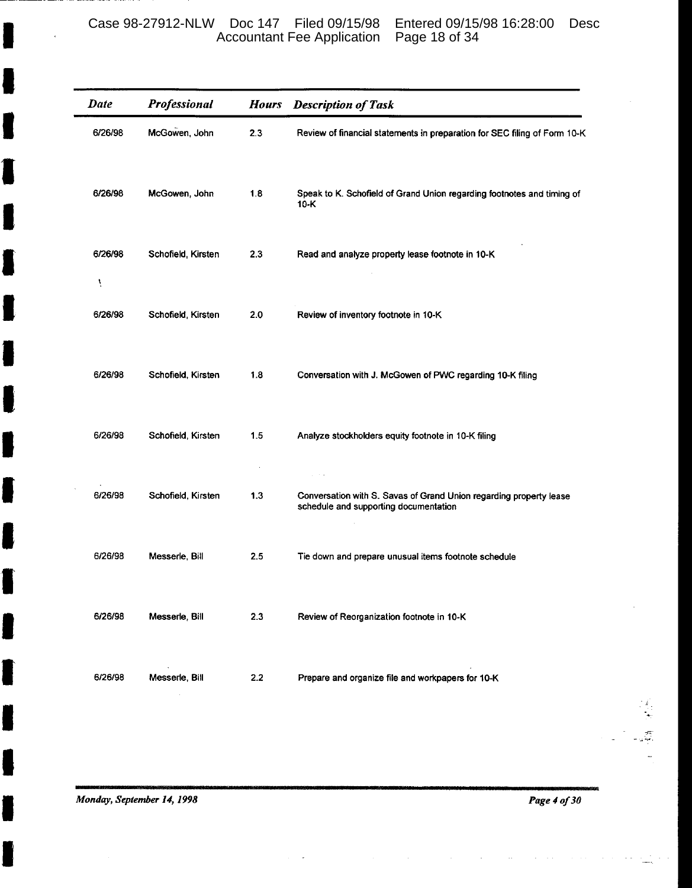| Date | Professional | Hours | Description of Task |
|---|---|---|---|
| 6/26/98 | McGowen, John | 2.3 | Review of financial statements in preparation for SEC filing of Form 10-K |
| 6/26/98 | McGowen, John | 1.8 | Speak to K. Schofield of Grand Union regarding footnotes and timing of 10-K |
| 6/26/98 | Schofield, Kirsten | 2.3 | Read and analyze property lease footnote in 10-K |
| 6/26/98 | Schofield, Kirsten | 2.0 | Review of inventory footnote in 10-K |
| 6/26/98 | Schofield, Kirsten | 1.8 | Conversation with J. McGowen of PWC regarding 10-K filing |
| 6/26/98 | Schofield, Kirsten | 1.5 | Analyze stockholders equity footnote in 10-K filing |
| 6/26/98 | Schofield, Kirsten | 1.3 | Conversation with S. Savas of Grand Union regarding property lease schedule and supporting documentation |
| 6/26/98 | Messerle, Bill | 2.5 | Tie down and prepare unusual items footnote schedule |
| 6/26/98 | Messerle, Bill | 2.3 | Review of Reorganization footnote in 10-K |
| 6/26/98 | Messerle, Bill | 2.2 | Prepare and organize file and workpapers for 10-K |

*Monday, September 14, 1998*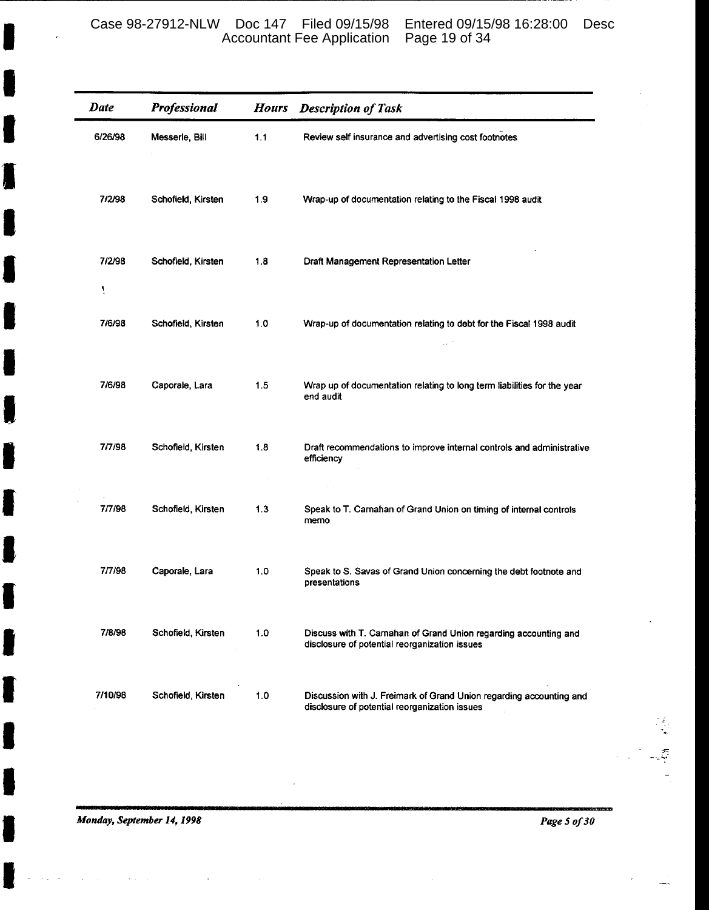| Date | Professional | Hours | Description of Task |
|---|---|---|---|
| 6/26/98 | Messerle, Bill | 1.1 | Review self insurance and advertising cost footnotes |
| 7/2/98 | Schofield, Kirsten | 1.9 | Wrap-up of documentation relating to the Fiscal 1998 audit |
| 7/2/98 | Schofield, Kirsten | 1.8 | Draft Management Representation Letter |
| 7/6/98 | Schofield, Kirsten | 1.0 | Wrap-up of documentation relating to debt for the Fiscal 1998 audit |
| 7/6/98 | Caporale, Lara | 1.5 | Wrap up of documentation relating to long term liabilities for the year end audit |
| 7/7/98 | Schofield, Kirsten | 1.8 | Draft recommendations to improve internal controls and administrative efficiency |
| 7/7/98 | Schofield, Kirsten | 1.3 | Speak to T. Carnahan of Grand Union on timing of internal controls memo |
| 7/7/98 | Caporale, Lara | 1.0 | Speak to S. Savas of Grand Union concerning the debt footnote and presentations |
| 7/8/98 | Schofield, Kirsten | 1.0 | Discuss with T. Carnahan of Grand Union regarding accounting and disclosure of potential reorganization issues |
| 7/10/98 | Schofield, Kirsten | 1.0 | Discussion with J. Freimark of Grand Union regarding accounting and disclosure of potential reorganization issues |

*Monday, September 14, 1998*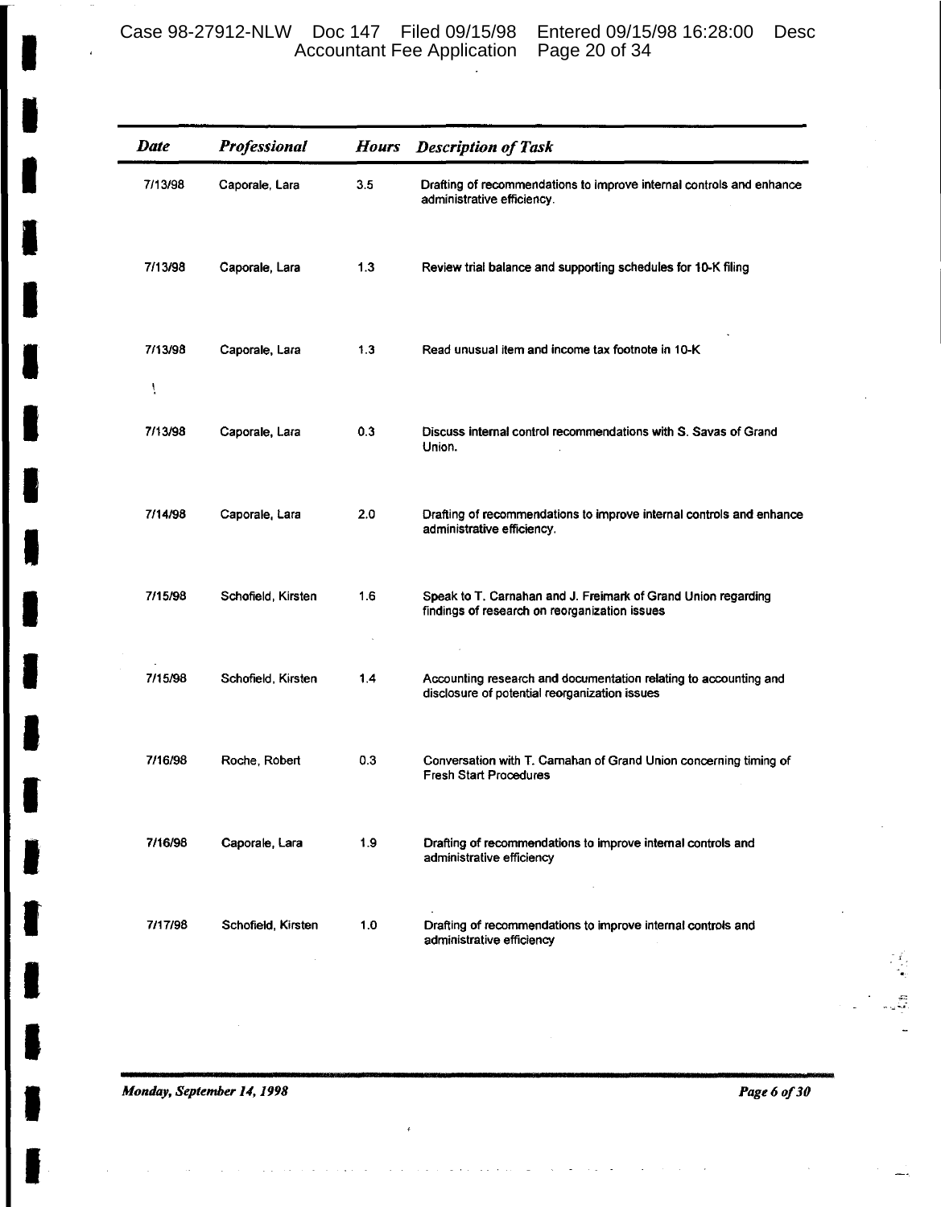| Date | Professional | Hours | Description of Task |
| --- | --- | --- | --- |
| 7/13/98 | Caporale, Lara | 3.5 | Drafting of recommendations to improve internal controls and enhance administrative efficiency. |
| 7/13/98 | Caporale, Lara | 1.3 | Review trial balance and supporting schedules for 10-K filing |
| 7/13/98 | Caporale, Lara | 1.3 | Read unusual item and income tax footnote in 10-K |
| 7/13/98 | Caporale, Lara | 0.3 | Discuss internal control recommendations with S. Savas of Grand Union. |
| 7/14/98 | Caporale, Lara | 2.0 | Drafting of recommendations to improve internal controls and enhance administrative efficiency. |
| 7/15/98 | Schofield, Kirsten | 1.6 | Speak to T. Carnahan and J. Freimark of Grand Union regarding findings of research on reorganization issues |
| 7/15/98 | Schofield, Kirsten | 1.4 | Accounting research and documentation relating to accounting and disclosure of potential reorganization issues |
| 7/16/98 | Roche, Robert | 0.3 | Conversation with T. Carnahan of Grand Union concerning timing of Fresh Start Procedures |
| 7/16/98 | Caporale, Lara | 1.9 | Drafting of recommendations to improve internal controls and administrative efficiency |
| 7/17/98 | Schofield, Kirsten | 1.0 | Drafting of recommendations to improve internal controls and administrative efficiency |

*Monday, September 14, 1998*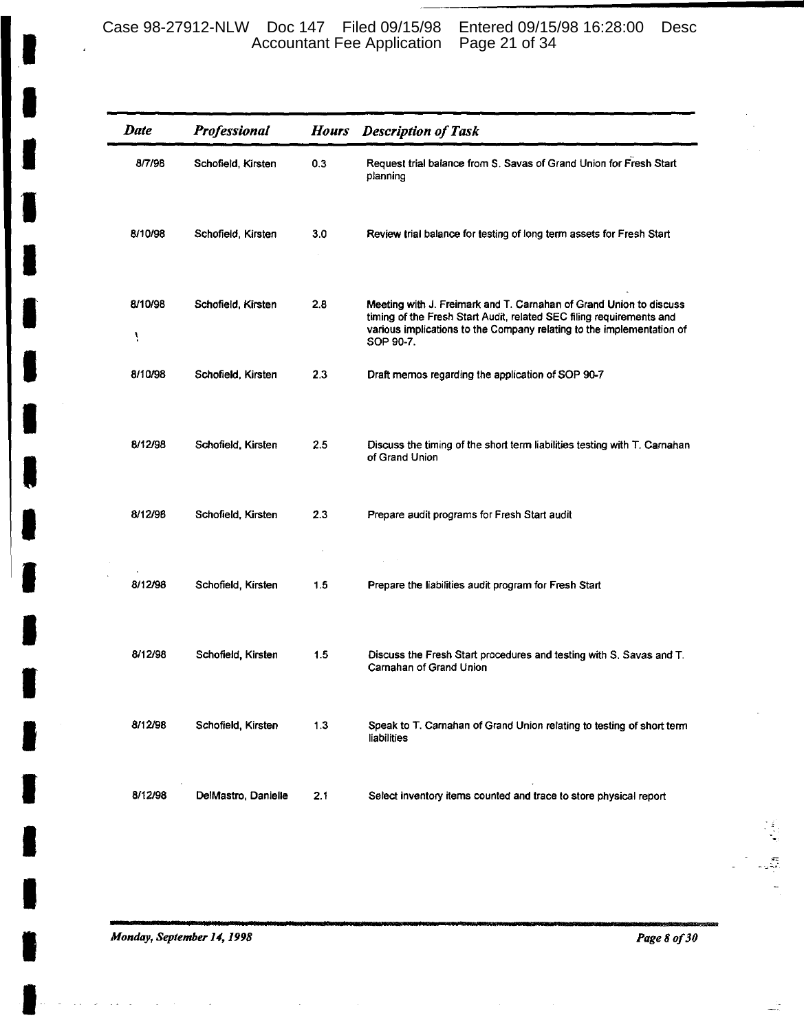| Date | Professional | Hours | Description of Task |
|---|---|---|---|
| 8/7/98 | Schofield, Kirsten | 0.3 | Request trial balance from S. Savas of Grand Union for Fresh Start planning |
| 8/10/98 | Schofield, Kirsten | 3.0 | Review trial balance for testing of long term assets for Fresh Start |
| 8/10/98 | Schofield, Kirsten | 2.8 | Meeting with J. Freimark and T. Carnahan of Grand Union to discuss timing of the Fresh Start Audit, related SEC filing requirements and various implications to the Company relating to the implementation of SOP 90-7. |
| 8/10/98 | Schofield, Kirsten | 2.3 | Draft memos regarding the application of SOP 90-7 |
| 8/12/98 | Schofield, Kirsten | 2.5 | Discuss the timing of the short term liabilities testing with T. Carnahan of Grand Union |
| 8/12/98 | Schofield, Kirsten | 2.3 | Prepare audit programs for Fresh Start audit |
| 8/12/98 | Schofield, Kirsten | 1.5 | Prepare the liabilities audit program for Fresh Start |
| 8/12/98 | Schofield, Kirsten | 1.5 | Discuss the Fresh Start procedures and testing with S. Savas and T. Carnahan of Grand Union |
| 8/12/98 | Schofield, Kirsten | 1.3 | Speak to T. Carnahan of Grand Union relating to testing of short term liabilities |
| 8/12/98 | DelMastro, Danielle | 2.1 | Select inventory items counted and trace to store physical report |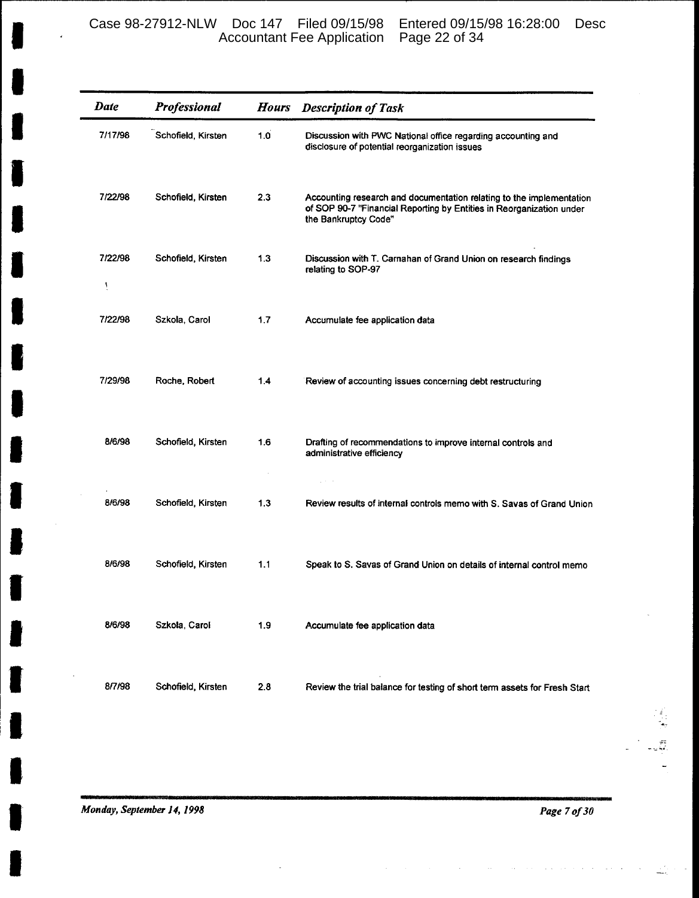| Date | Professional | Hours | Description of Task |
|---|---|---|---|
| 7/17/98 | Schofield, Kirsten | 1.0 | Discussion with PWC National office regarding accounting and disclosure of potential reorganization issues |
| 7/22/98 | Schofield, Kirsten | 2.3 | Accounting research and documentation relating to the implementation of SOP 90-7 "Financial Reporting by Entities in Reorganization under the Bankruptcy Code" |
| 7/22/98 | Schofield, Kirsten | 1.3 | Discussion with T. Carnahan of Grand Union on research findings relating to SOP-97 |
| 7/22/98 | Szkola, Carol | 1.7 | Accumulate fee application data |
| 7/29/98 | Roche, Robert | 1.4 | Review of accounting issues concerning debt restructuring |
| 8/6/98 | Schofield, Kirsten | 1.6 | Drafting of recommendations to improve internal controls and administrative efficiency |
| 8/6/98 | Schofield, Kirsten | 1.3 | Review results of internal controls memo with S. Savas of Grand Union |
| 8/6/98 | Schofield, Kirsten | 1.1 | Speak to S. Savas of Grand Union on details of internal control memo |
| 8/6/98 | Szkola, Carol | 1.9 | Accumulate fee application data |
| 8/7/98 | Schofield, Kirsten | 2.8 | Review the trial balance for testing of short term assets for Fresh Start |

*Monday, September 14, 1998*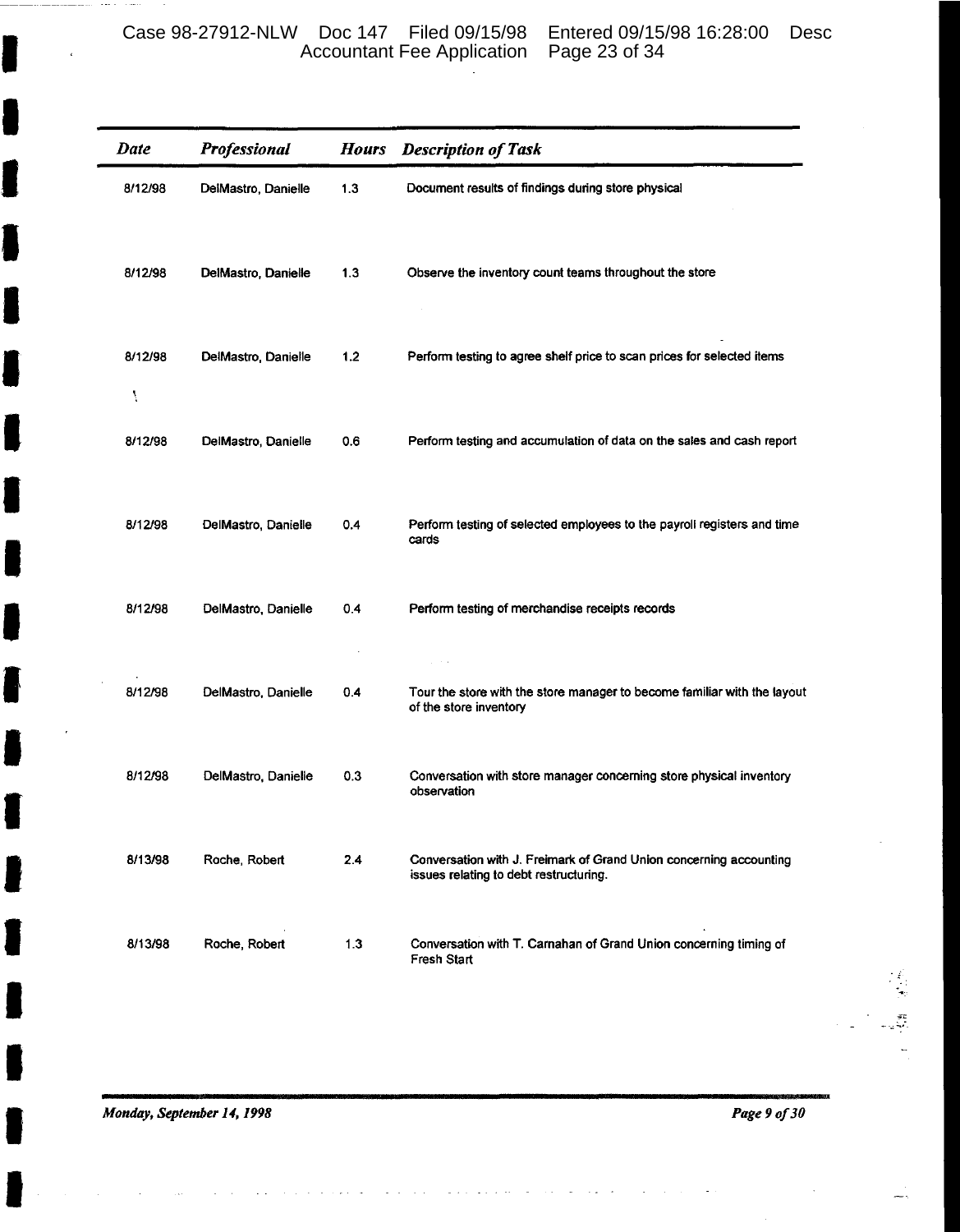| Date | Professional | Hours | Description of Task |
|---|---|---|---|
| 8/12/98 | DelMastro, Danielle | 1.3 | Document results of findings during store physical |
| 8/12/98 | DelMastro, Danielle | 1.3 | Observe the inventory count teams throughout the store |
| 8/12/98 | DelMastro, Danielle | 1.2 | Perform testing to agree shelf price to scan prices for selected items |
| 8/12/98 | DelMastro, Danielle | 0.6 | Perform testing and accumulation of data on the sales and cash report |
| 8/12/98 | DelMastro, Danielle | 0.4 | Perform testing of selected employees to the payroll registers and time cards |
| 8/12/98 | DelMastro, Danielle | 0.4 | Perform testing of merchandise receipts records |
| 8/12/98 | DelMastro, Danielle | 0.4 | Tour the store with the store manager to become familiar with the layout of the store inventory |
| 8/12/98 | DelMastro, Danielle | 0.3 | Conversation with store manager concerning store physical inventory observation |
| 8/13/98 | Roche, Robert | 2.4 | Conversation with J. Freimark of Grand Union concerning accounting issues relating to debt restructuring. |
| 8/13/98 | Roche, Robert | 1.3 | Conversation with T. Carnahan of Grand Union concerning timing of Fresh Start |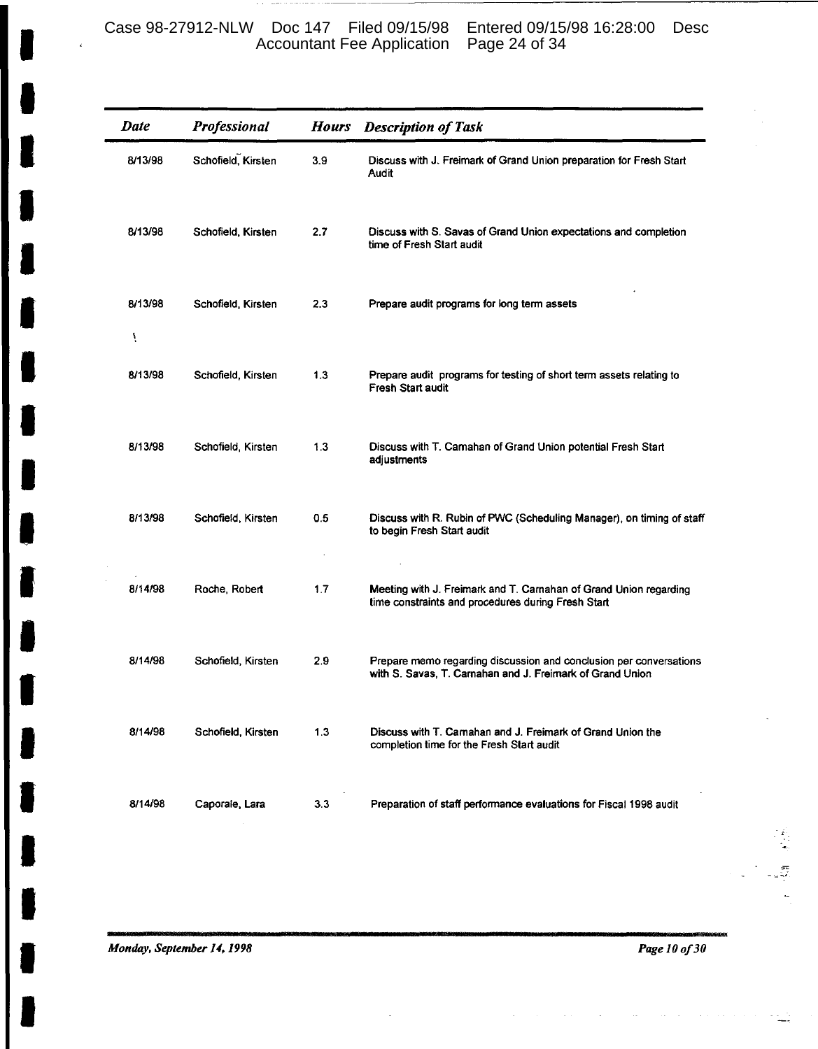| Date | Professional | Hours | Description of Task |
|---|---|---|---|
| 8/13/98 | Schofield, Kirsten | 3.9 | Discuss with J. Freimark of Grand Union preparation for Fresh Start Audit |
| 8/13/98 | Schofield, Kirsten | 2.7 | Discuss with S. Savas of Grand Union expectations and completion time of Fresh Start audit |
| 8/13/98 | Schofield, Kirsten | 2.3 | Prepare audit programs for long term assets |
| 8/13/98 | Schofield, Kirsten | 1.3 | Prepare audit programs for testing of short term assets relating to Fresh Start audit |
| 8/13/98 | Schofield, Kirsten | 1.3 | Discuss with T. Carnahan of Grand Union potential Fresh Start adjustments |
| 8/13/98 | Schofield, Kirsten | 0.5 | Discuss with R. Rubin of PWC (Scheduling Manager), on timing of staff to begin Fresh Start audit |
| 8/14/98 | Roche, Robert | 1.7 | Meeting with J. Freimark and T. Carnahan of Grand Union regarding time constraints and procedures during Fresh Start |
| 8/14/98 | Schofield, Kirsten | 2.9 | Prepare memo regarding discussion and conclusion per conversations with S. Savas, T. Carnahan and J. Freimark of Grand Union |
| 8/14/98 | Schofield, Kirsten | 1.3 | Discuss with T. Carnahan and J. Freimark of Grand Union the completion time for the Fresh Start audit |
| 8/14/98 | Caporale, Lara | 3.3 | Preparation of staff performance evaluations for Fiscal 1998 audit |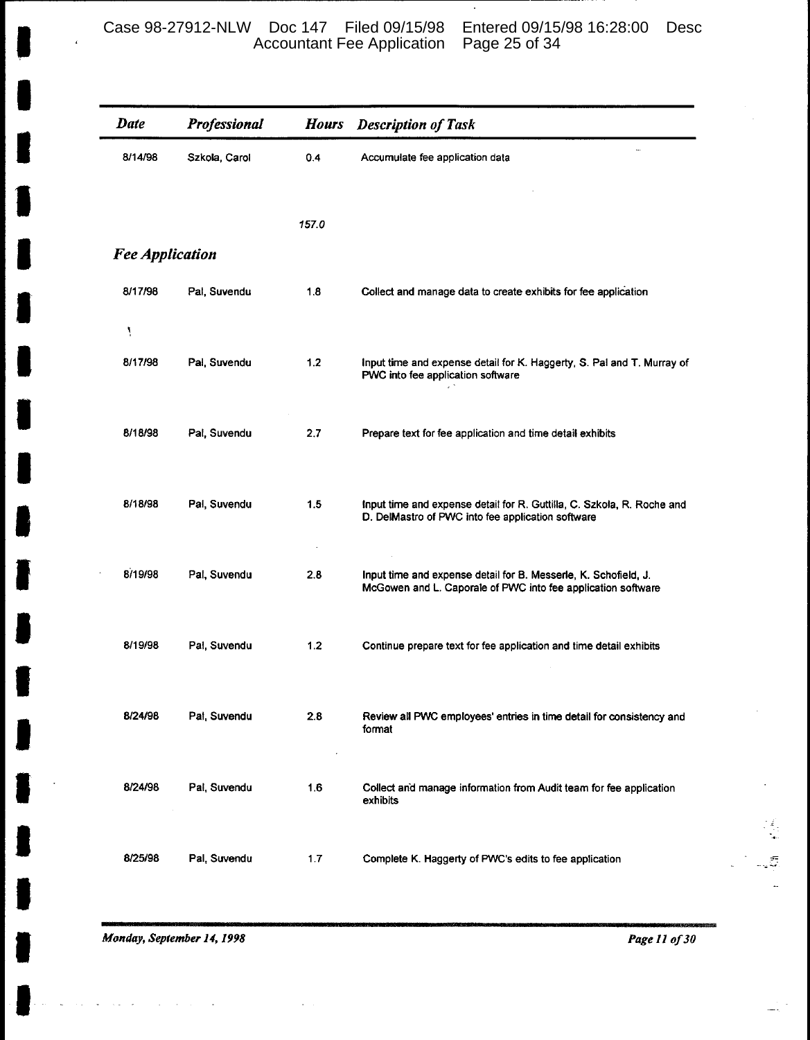| Date | Professional | Hours | Description of Task |
|---|---|---|---|
| 8/14/98 | Szkola, Carol | 0.4 | Accumulate fee application data |
| | | *157.0* | |

## *Fee Application*

| Date | Professional | Hours | Description of Task |
|---|---|---|---|
| 8/17/98 | Pal, Suvendu | 1.8 | Collect and manage data to create exhibits for fee application |
| 8/17/98 | Pal, Suvendu | 1.2 | Input time and expense detail for K. Haggerty, S. Pal and T. Murray of PWC into fee application software |
| 8/18/98 | Pal, Suvendu | 2.7 | Prepare text for fee application and time detail exhibits |
| 8/18/98 | Pal, Suvendu | 1.5 | Input time and expense detail for R. Guttilla, C. Szkola, R. Roche and D. DelMastro of PWC into fee application software |
| 8/19/98 | Pal, Suvendu | 2.8 | Input time and expense detail for B. Messerle, K. Schofield, J. McGowen and L. Caporale of PWC into fee application software |
| 8/19/98 | Pal, Suvendu | 1.2 | Continue prepare text for fee application and time detail exhibits |
| 8/24/98 | Pal, Suvendu | 2.8 | Review all PWC employees' entries in time detail for consistency and format |
| 8/24/98 | Pal, Suvendu | 1.6 | Collect and manage information from Audit team for fee application exhibits |
| 8/25/98 | Pal, Suvendu | 1.7 | Complete K. Haggerty of PWC's edits to fee application |

*Monday, September 14, 1998*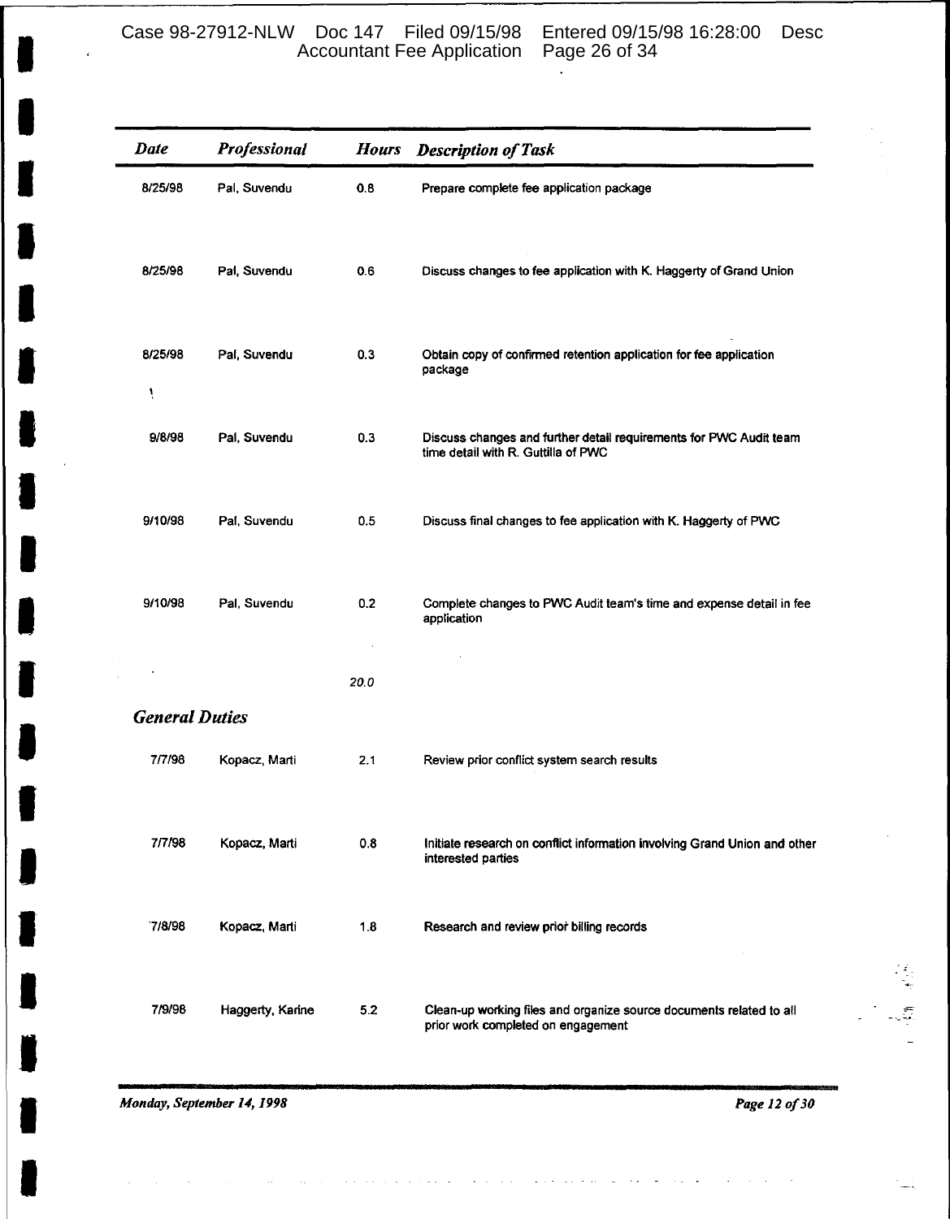| Date | Professional | Hours | Description of Task |
|---|---|---|---|
| 8/25/98 | Pal, Suvendu | 0.8 | Prepare complete fee application package |
| 8/25/98 | Pal, Suvendu | 0.6 | Discuss changes to fee application with K. Haggerty of Grand Union |
| 8/25/98 | Pal, Suvendu | 0.3 | Obtain copy of confirmed retention application for fee application package |
| 9/8/98 | Pal, Suvendu | 0.3 | Discuss changes and further detail requirements for PWC Audit team time detail with R. Guttilla of PWC |
| 9/10/98 | Pal, Suvendu | 0.5 | Discuss final changes to fee application with K. Haggerty of PWC |
| 9/10/98 | Pal, Suvendu | 0.2 | Complete changes to PWC Audit team's time and expense detail in fee application |
| | | *20.0* | |

## *General Duties*

| Date | Professional | Hours | Description of Task |
|---|---|---|---|
| 7/7/98 | Kopacz, Marti | 2.1 | Review prior conflict system search results |
| 7/7/98 | Kopacz, Marti | 0.8 | Initiate research on conflict information involving Grand Union and other interested parties |
| 7/8/98 | Kopacz, Marti | 1.8 | Research and review prior billing records |
| 7/9/98 | Haggerty, Karine | 5.2 | Clean-up working files and organize source documents related to all prior work completed on engagement |

*Monday, September 14, 1998*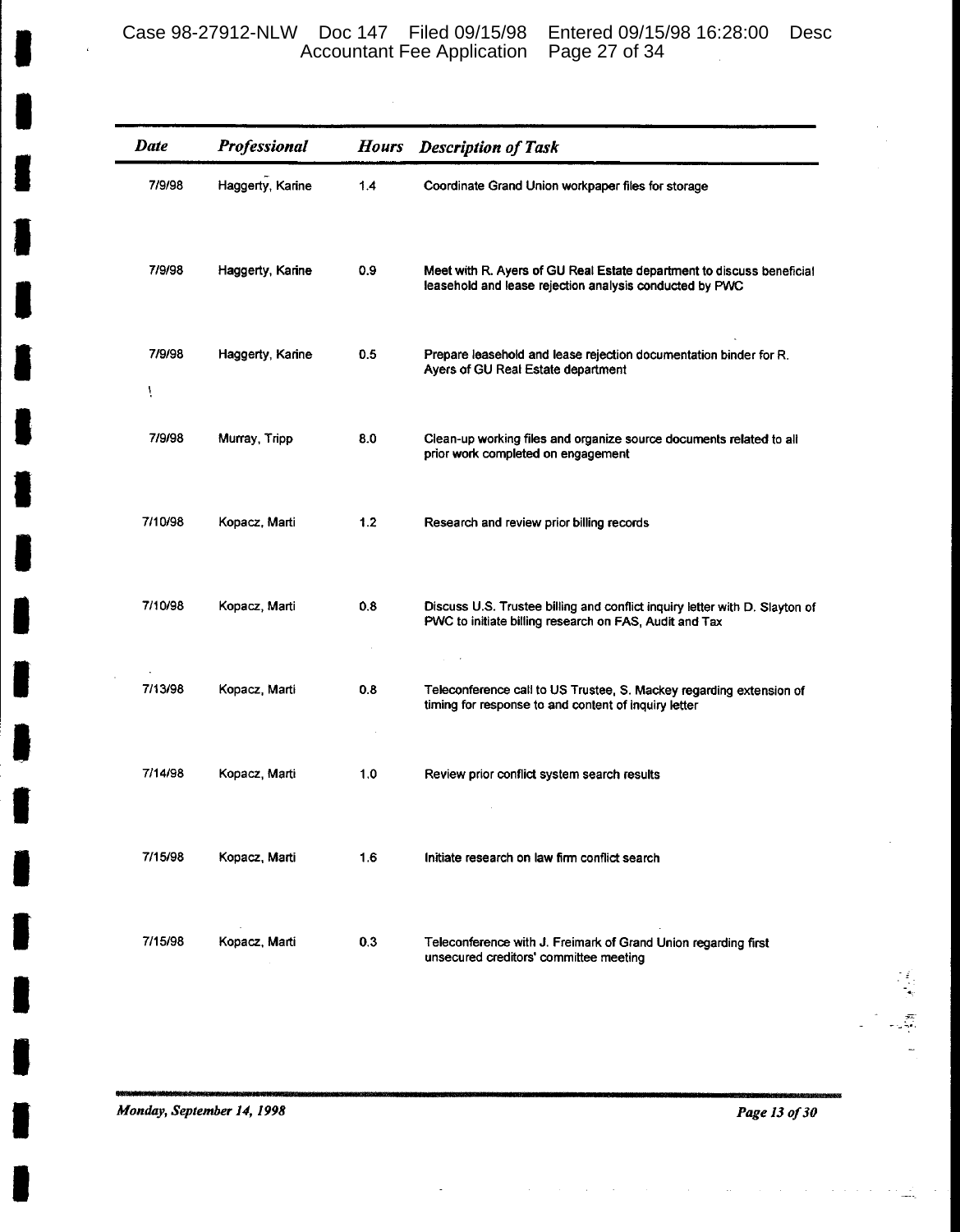| Date | Professional | Hours | Description of Task |
|---|---|---|---|
| 7/9/98 | Haggerty, Karine | 1.4 | Coordinate Grand Union workpaper files for storage |
| 7/9/98 | Haggerty, Karine | 0.9 | Meet with R. Ayers of GU Real Estate department to discuss beneficial leasehold and lease rejection analysis conducted by PWC |
| 7/9/98 | Haggerty, Karine | 0.5 | Prepare leasehold and lease rejection documentation binder for R. Ayers of GU Real Estate department |
| 7/9/98 | Murray, Tripp | 8.0 | Clean-up working files and organize source documents related to all prior work completed on engagement |
| 7/10/98 | Kopacz, Marti | 1.2 | Research and review prior billing records |
| 7/10/98 | Kopacz, Marti | 0.8 | Discuss U.S. Trustee billing and conflict inquiry letter with D. Slayton of PWC to initiate billing research on FAS, Audit and Tax |
| 7/13/98 | Kopacz, Marti | 0.8 | Teleconference call to US Trustee, S. Mackey regarding extension of timing for response to and content of inquiry letter |
| 7/14/98 | Kopacz, Marti | 1.0 | Review prior conflict system search results |
| 7/15/98 | Kopacz, Marti | 1.6 | Initiate research on law firm conflict search |
| 7/15/98 | Kopacz, Marti | 0.3 | Teleconference with J. Freimark of Grand Union regarding first unsecured creditors' committee meeting |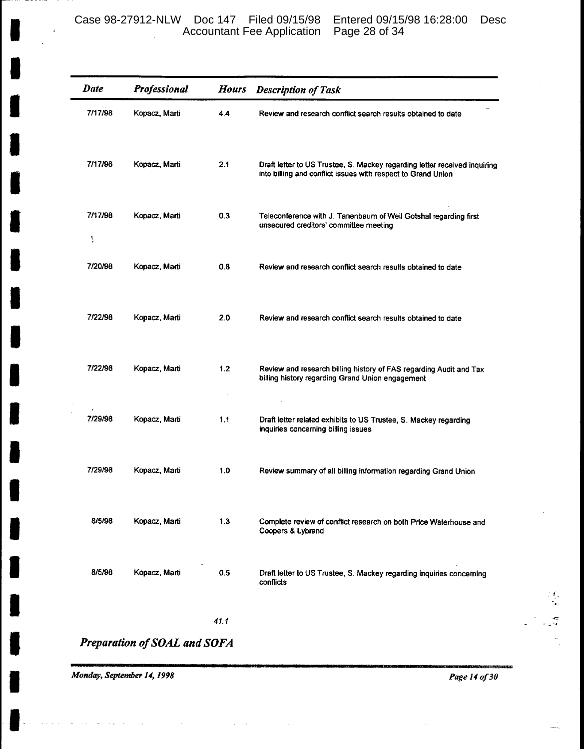| *Date* | *Professional* | *Hours* | *Description of Task* |
|---|---|---|---|
| 7/17/98 | Kopacz, Marti | 4.4 | Review and research conflict search results obtained to date |
| 7/17/98 | Kopacz, Marti | 2.1 | Draft letter to US Trustee, S. Mackey regarding letter received inquiring into billing and conflict issues with respect to Grand Union |
| 7/17/98 | Kopacz, Marti | 0.3 | Teleconference with J. Tanenbaum of Weil Gotshal regarding first unsecured creditors' committee meeting |
| 7/20/98 | Kopacz, Marti | 0.8 | Review and research conflict search results obtained to date |
| 7/22/98 | Kopacz, Marti | 2.0 | Review and research conflict search results obtained to date |
| 7/22/98 | Kopacz, Marti | 1.2 | Review and research billing history of FAS regarding Audit and Tax billing history regarding Grand Union engagement |
| 7/29/98 | Kopacz, Marti | 1.1 | Draft letter related exhibits to US Trustee, S. Mackey regarding inquiries concerning billing issues |
| 7/29/98 | Kopacz, Marti | 1.0 | Review summary of all billing information regarding Grand Union |
| 8/5/98 | Kopacz, Marti | 1.3 | Complete review of conflict research on both Price Waterhouse and Coopers & Lybrand |
| 8/5/98 | Kopacz, Marti | 0.5 | Draft letter to US Trustee, S. Mackey regarding inquiries concerning conflicts |
| | | *41.1* | |

## *Preparation of SOAL and SOFA*

*Monday, September 14, 1998*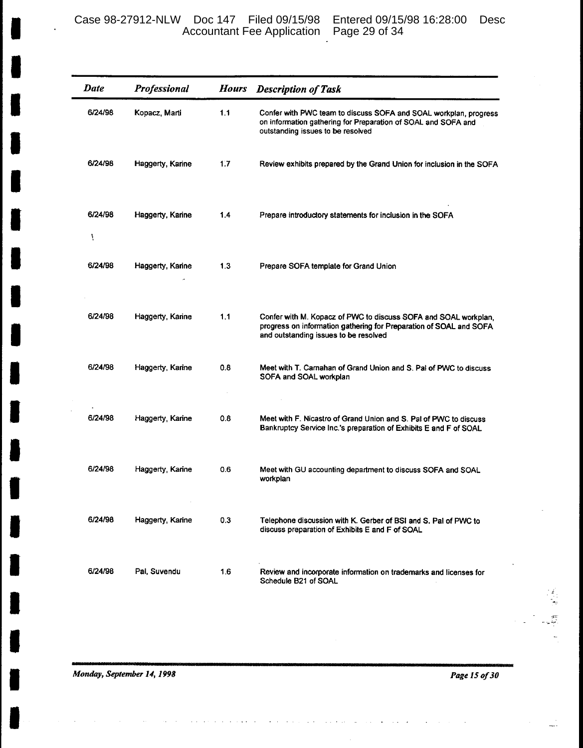| Date | Professional | Hours | Description of Task |
|---|---|---|---|
| 6/24/98 | Kopacz, Marti | 1.1 | Confer with PWC team to discuss SOFA and SOAL workplan, progress on information gathering for Preparation of SOAL and SOFA and outstanding issues to be resolved |
| 6/24/98 | Haggerty, Karine | 1.7 | Review exhibits prepared by the Grand Union for inclusion in the SOFA |
| 6/24/98 | Haggerty, Karine | 1.4 | Prepare introductory statements for inclusion in the SOFA |
| 6/24/98 | Haggerty, Karine | 1.3 | Prepare SOFA template for Grand Union |
| 6/24/98 | Haggerty, Karine | 1.1 | Confer with M. Kopacz of PWC to discuss SOFA and SOAL workplan, progress on information gathering for Preparation of SOAL and SOFA and outstanding issues to be resolved |
| 6/24/98 | Haggerty, Karine | 0.8 | Meet with T. Carnahan of Grand Union and S. Pal of PWC to discuss SOFA and SOAL workplan |
| 6/24/98 | Haggerty, Karine | 0.8 | Meet with F. Nicastro of Grand Union and S. Pal of PWC to discuss Bankruptcy Service Inc.'s preparation of Exhibits E and F of SOAL |
| 6/24/98 | Haggerty, Karine | 0.6 | Meet with GU accounting department to discuss SOFA and SOAL workplan |
| 6/24/98 | Haggerty, Karine | 0.3 | Telephone discussion with K. Gerber of BSI and S. Pal of PWC to discuss preparation of Exhibits E and F of SOAL |
| 6/24/98 | Pal, Suvendu | 1.6 | Review and incorporate information on trademarks and licenses for Schedule B21 of SOAL |

*Monday, September 14, 1998*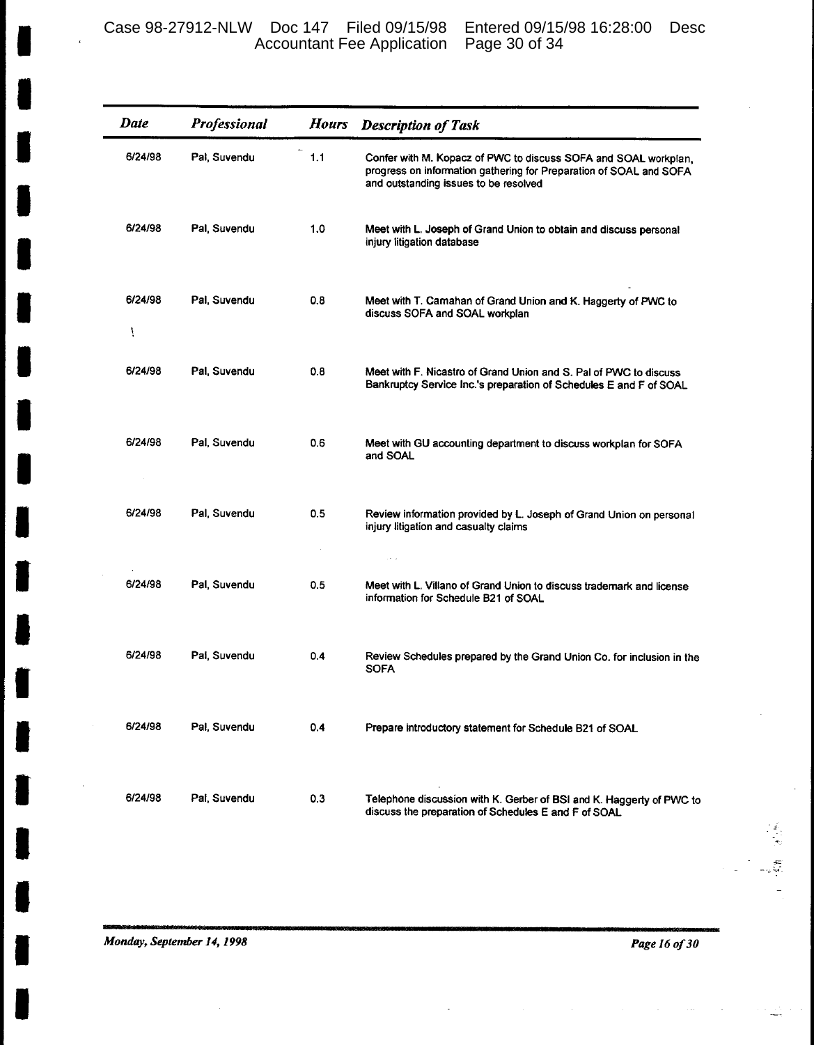| Date | Professional | Hours | Description of Task |
|---|---|---|---|
| 6/24/98 | Pal, Suvendu | 1.1 | Confer with M. Kopacz of PWC to discuss SOFA and SOAL workplan, progress on information gathering for Preparation of SOAL and SOFA and outstanding issues to be resolved |
| 6/24/98 | Pal, Suvendu | 1.0 | Meet with L. Joseph of Grand Union to obtain and discuss personal injury litigation database |
| 6/24/98 | Pal, Suvendu | 0.8 | Meet with T. Camahan of Grand Union and K. Haggerty of PWC to discuss SOFA and SOAL workplan |
| 6/24/98 | Pal, Suvendu | 0.8 | Meet with F. Nicastro of Grand Union and S. Pal of PWC to discuss Bankruptcy Service Inc.'s preparation of Schedules E and F of SOAL |
| 6/24/98 | Pal, Suvendu | 0.6 | Meet with GU accounting department to discuss workplan for SOFA and SOAL |
| 6/24/98 | Pal, Suvendu | 0.5 | Review information provided by L. Joseph of Grand Union on personal injury litigation and casualty claims |
| 6/24/98 | Pal, Suvendu | 0.5 | Meet with L. Villano of Grand Union to discuss trademark and license information for Schedule B21 of SOAL |
| 6/24/98 | Pal, Suvendu | 0.4 | Review Schedules prepared by the Grand Union Co. for inclusion in the SOFA |
| 6/24/98 | Pal, Suvendu | 0.4 | Prepare introductory statement for Schedule B21 of SOAL |
| 6/24/98 | Pal, Suvendu | 0.3 | Telephone discussion with K. Gerber of BSI and K. Haggerty of PWC to discuss the preparation of Schedules E and F of SOAL |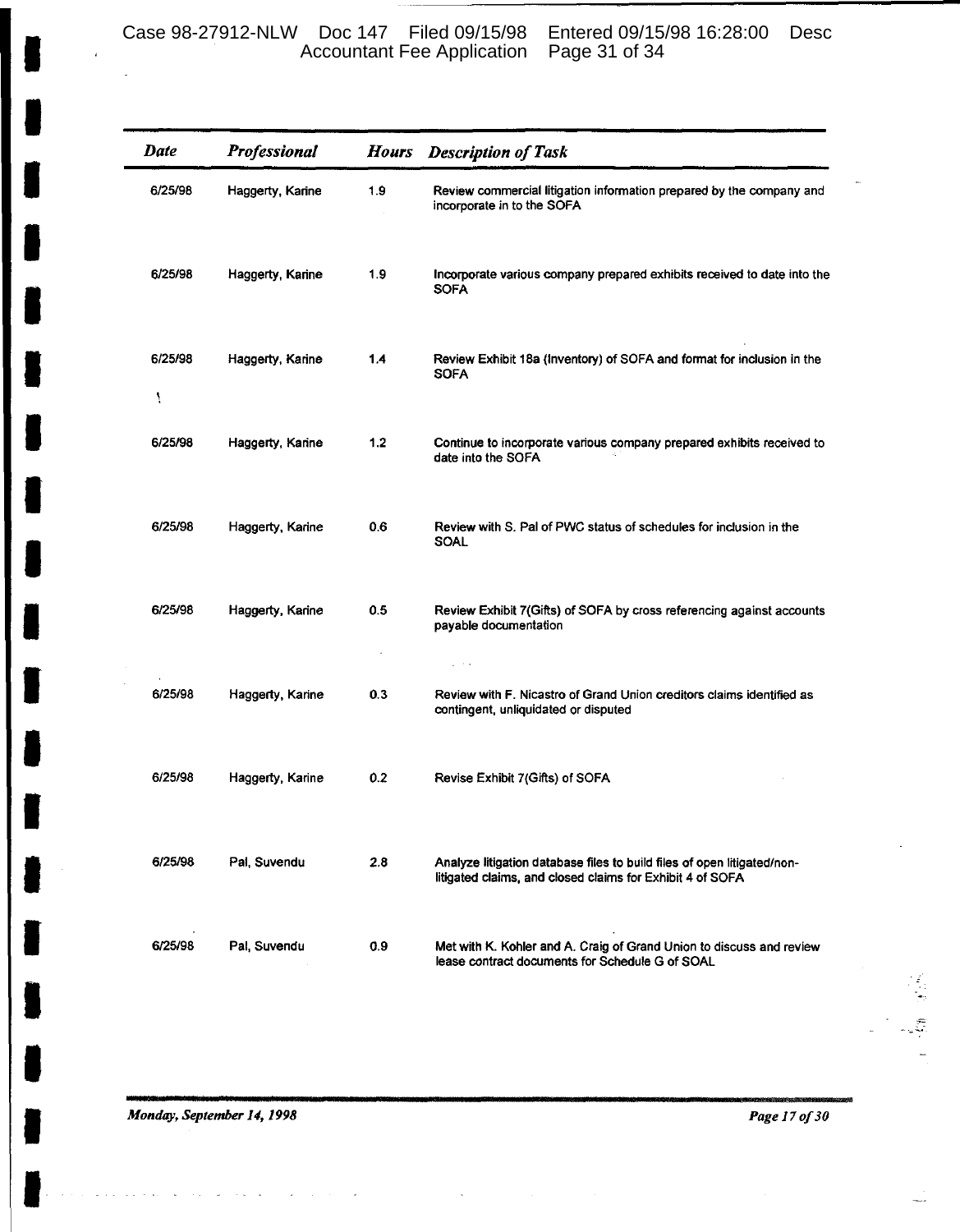| Date | Professional | Hours | Description of Task |
|---|---|---|---|
| 6/25/98 | Haggerty, Karine | 1.9 | Review commercial litigation information prepared by the company and incorporate in to the SOFA |
| 6/25/98 | Haggerty, Karine | 1.9 | Incorporate various company prepared exhibits received to date into the SOFA |
| 6/25/98 | Haggerty, Karine | 1.4 | Review Exhibit 18a (Inventory) of SOFA and format for inclusion in the SOFA |
| 6/25/98 | Haggerty, Karine | 1.2 | Continue to incorporate various company prepared exhibits received to date into the SOFA |
| 6/25/98 | Haggerty, Karine | 0.6 | Review with S. Pal of PWC status of schedules for inclusion in the SOAL |
| 6/25/98 | Haggerty, Karine | 0.5 | Review Exhibit 7(Gifts) of SOFA by cross referencing against accounts payable documentation |
| 6/25/98 | Haggerty, Karine | 0.3 | Review with F. Nicastro of Grand Union creditors claims identified as contingent, unliquidated or disputed |
| 6/25/98 | Haggerty, Karine | 0.2 | Revise Exhibit 7(Gifts) of SOFA |
| 6/25/98 | Pal, Suvendu | 2.8 | Analyze litigation database files to build files of open litigated/non-litigated claims, and closed claims for Exhibit 4 of SOFA |
| 6/25/98 | Pal, Suvendu | 0.9 | Met with K. Kohler and A. Craig of Grand Union to discuss and review lease contract documents for Schedule G of SOAL |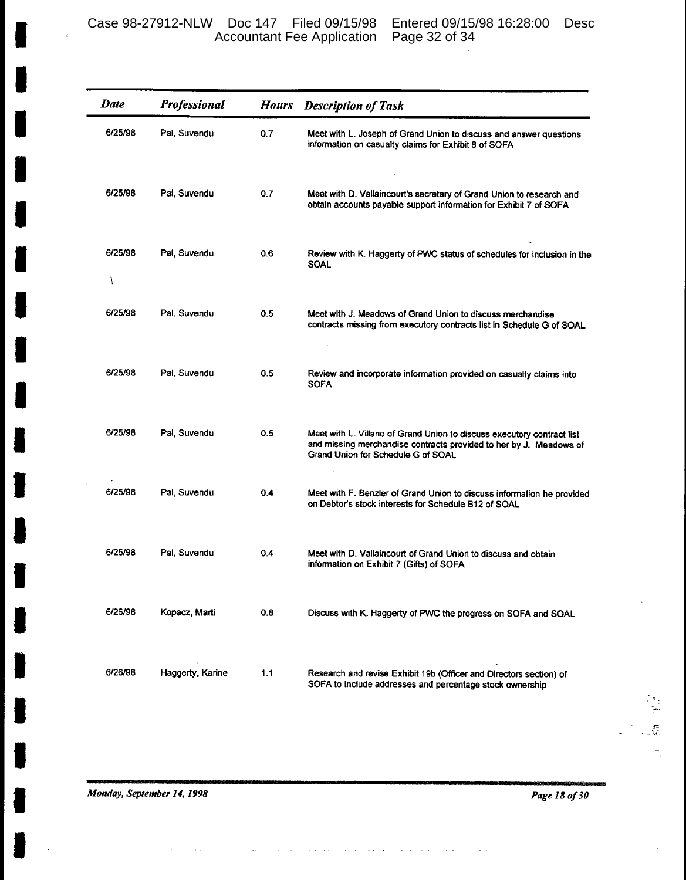| *Date* | *Professional* | *Hours* | *Description of Task* |
|---|---|---|---|
| 6/25/98 | Pal, Suvendu | 0.7 | Meet with L. Joseph of Grand Union to discuss and answer questions information on casualty claims for Exhibit 8 of SOFA |
| 6/25/98 | Pal, Suvendu | 0.7 | Meet with D. Vallaincourt's secretary of Grand Union to research and obtain accounts payable support information for Exhibit 7 of SOFA |
| 6/25/98 | Pal, Suvendu | 0.6 | Review with K. Haggerty of PWC status of schedules for inclusion in the SOAL |
| 6/25/98 | Pal, Suvendu | 0.5 | Meet with J. Meadows of Grand Union to discuss merchandise contracts missing from executory contracts list in Schedule G of SOAL |
| 6/25/98 | Pal, Suvendu | 0.5 | Review and incorporate information provided on casualty claims into SOFA |
| 6/25/98 | Pal, Suvendu | 0.5 | Meet with L. Villano of Grand Union to discuss executory contract list and missing merchandise contracts provided to her by J. Meadows of Grand Union for Schedule G of SOAL |
| 6/25/98 | Pal, Suvendu | 0.4 | Meet with F. Benzler of Grand Union to discuss information he provided on Debtor's stock interests for Schedule B12 of SOAL |
| 6/25/98 | Pal, Suvendu | 0.4 | Meet with D. Vallaincourt of Grand Union to discuss and obtain information on Exhibit 7 (Gifts) of SOFA |
| 6/26/98 | Kopacz, Marti | 0.8 | Discuss with K. Haggerty of PWC the progress on SOFA and SOAL |
| 6/26/98 | Haggerty, Karine | 1.1 | Research and revise Exhibit 19b (Officer and Directors section) of SOFA to include addresses and percentage stock ownership |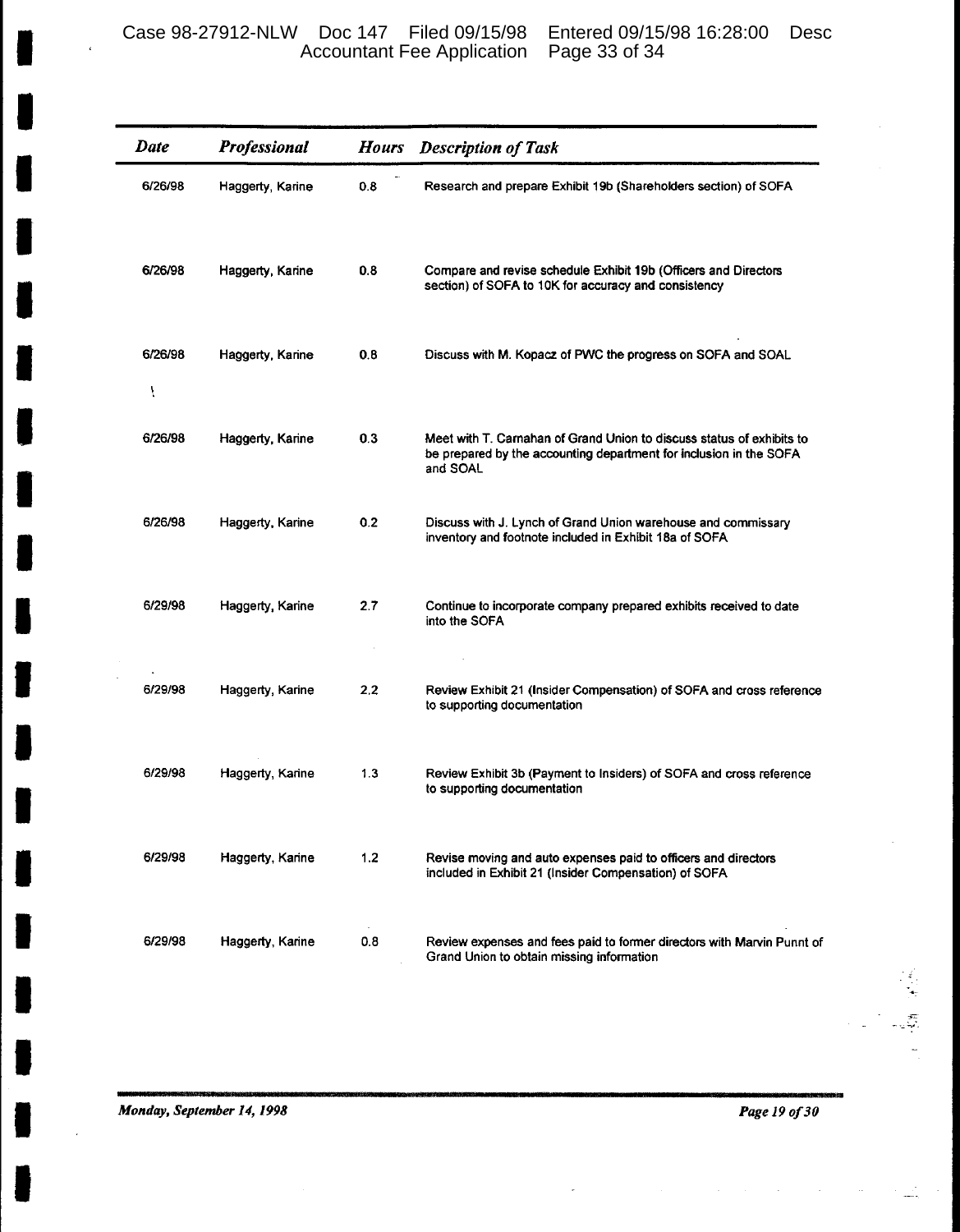| *Date* | *Professional* | *Hours* | *Description of Task* |
|---|---|---|---|
| 6/26/98 | Haggerty, Karine | 0.8 | Research and prepare Exhibit 19b (Shareholders section) of SOFA |
| 6/26/98 | Haggerty, Karine | 0.8 | Compare and revise schedule Exhibit 19b (Officers and Directors section) of SOFA to 10K for accuracy and consistency |
| 6/26/98 | Haggerty, Karine | 0.8 | Discuss with M. Kopacz of PWC the progress on SOFA and SOAL |
| 6/26/98 | Haggerty, Karine | 0.3 | Meet with T. Carnahan of Grand Union to discuss status of exhibits to be prepared by the accounting department for inclusion in the SOFA and SOAL |
| 6/26/98 | Haggerty, Karine | 0.2 | Discuss with J. Lynch of Grand Union warehouse and commissary inventory and footnote included in Exhibit 18a of SOFA |
| 6/29/98 | Haggerty, Karine | 2.7 | Continue to incorporate company prepared exhibits received to date into the SOFA |
| 6/29/98 | Haggerty, Karine | 2.2 | Review Exhibit 21 (Insider Compensation) of SOFA and cross reference to supporting documentation |
| 6/29/98 | Haggerty, Karine | 1.3 | Review Exhibit 3b (Payment to Insiders) of SOFA and cross reference to supporting documentation |
| 6/29/98 | Haggerty, Karine | 1.2 | Revise moving and auto expenses paid to officers and directors included in Exhibit 21 (Insider Compensation) of SOFA |
| 6/29/98 | Haggerty, Karine | 0.8 | Review expenses and fees paid to former directors with Marvin Punnt of Grand Union to obtain missing information |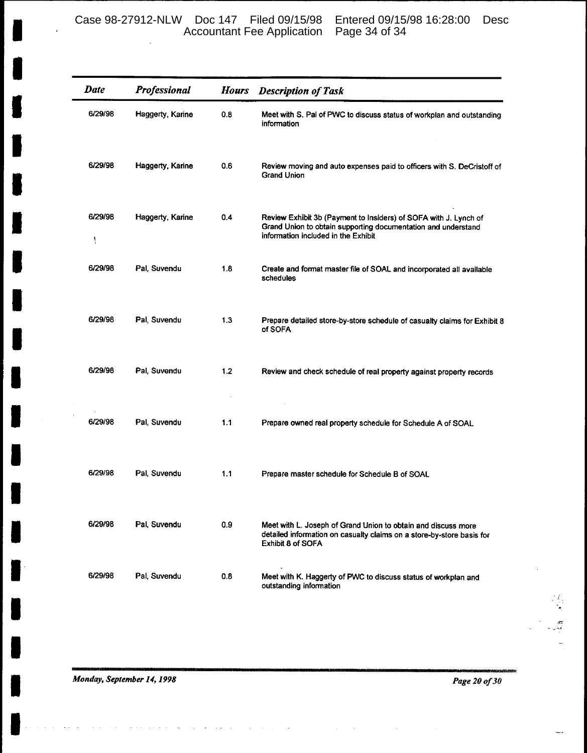| Date | Professional | Hours | Description of Task |
|---|---|---|---|
| 6/29/98 | Haggerty, Karine | 0.8 | Meet with S. Pal of PWC to discuss status of workplan and outstanding information |
| 6/29/98 | Haggerty, Karine | 0.6 | Review moving and auto expenses paid to officers with S. DeCristoff of Grand Union |
| 6/29/98 | Haggerty, Karine | 0.4 | Review Exhibit 3b (Payment to Insiders) of SOFA with J. Lynch of Grand Union to obtain supporting documentation and understand information included in the Exhibit |
| 6/29/98 | Pal, Suvendu | 1.8 | Create and format master file of SOAL and incorporated all available schedules |
| 6/29/98 | Pal, Suvendu | 1.3 | Prepare detailed store-by-store schedule of casualty claims for Exhibit 8 of SOFA |
| 6/29/98 | Pal, Suvendu | 1.2 | Review and check schedule of real property against property records |
| 6/29/98 | Pal, Suvendu | 1.1 | Prepare owned real property schedule for Schedule A of SOAL |
| 6/29/98 | Pal, Suvendu | 1.1 | Prepare master schedule for Schedule B of SOAL |
| 6/29/98 | Pal, Suvendu | 0.9 | Meet with L. Joseph of Grand Union to obtain and discuss more detailed information on casualty claims on a store-by-store basis for Exhibit 8 of SOFA |
| 6/29/98 | Pal, Suvendu | 0.8 | Meet with K. Haggerty of PWC to discuss status of workplan and outstanding information |